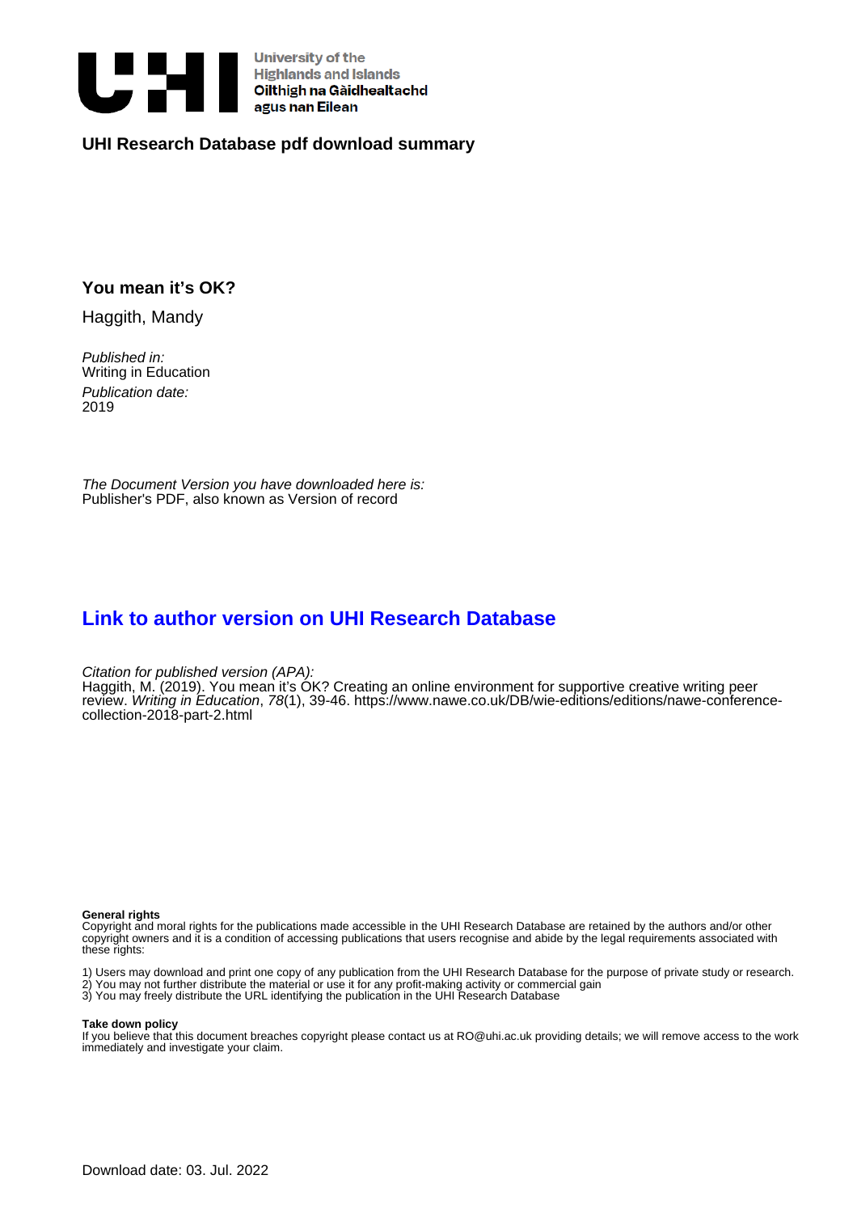University of the Highlands and Islands
Oilthigh na Gàidhealtachd agus nan Eilean

**UHI Research Database pdf download summary**

## You mean it's OK?

Haggith, Mandy

*Published in:*
Writing in Education

*Publication date:*
2019

*The Document Version you have downloaded here is:*
Publisher's PDF, also known as Version of record

## Link to author version on UHI Research Database

*Citation for published version (APA):*
Haggith, M. (2019). You mean it's OK? Creating an online environment for supportive creative writing peer review. *Writing in Education*, *78*(1), 39-46. https://www.nawe.co.uk/DB/wie-editions/editions/nawe-conference-collection-2018-part-2.html

**General rights**
Copyright and moral rights for the publications made accessible in the UHI Research Database are retained by the authors and/or other copyright owners and it is a condition of accessing publications that users recognise and abide by the legal requirements associated with these rights:

1) Users may download and print one copy of any publication from the UHI Research Database for the purpose of private study or research.
2) You may not further distribute the material or use it for any profit-making activity or commercial gain
3) You may freely distribute the URL identifying the publication in the UHI Research Database

**Take down policy**
If you believe that this document breaches copyright please contact us at RO@uhi.ac.uk providing details; we will remove access to the work immediately and investigate your claim.

Download date: 03. Jul. 2022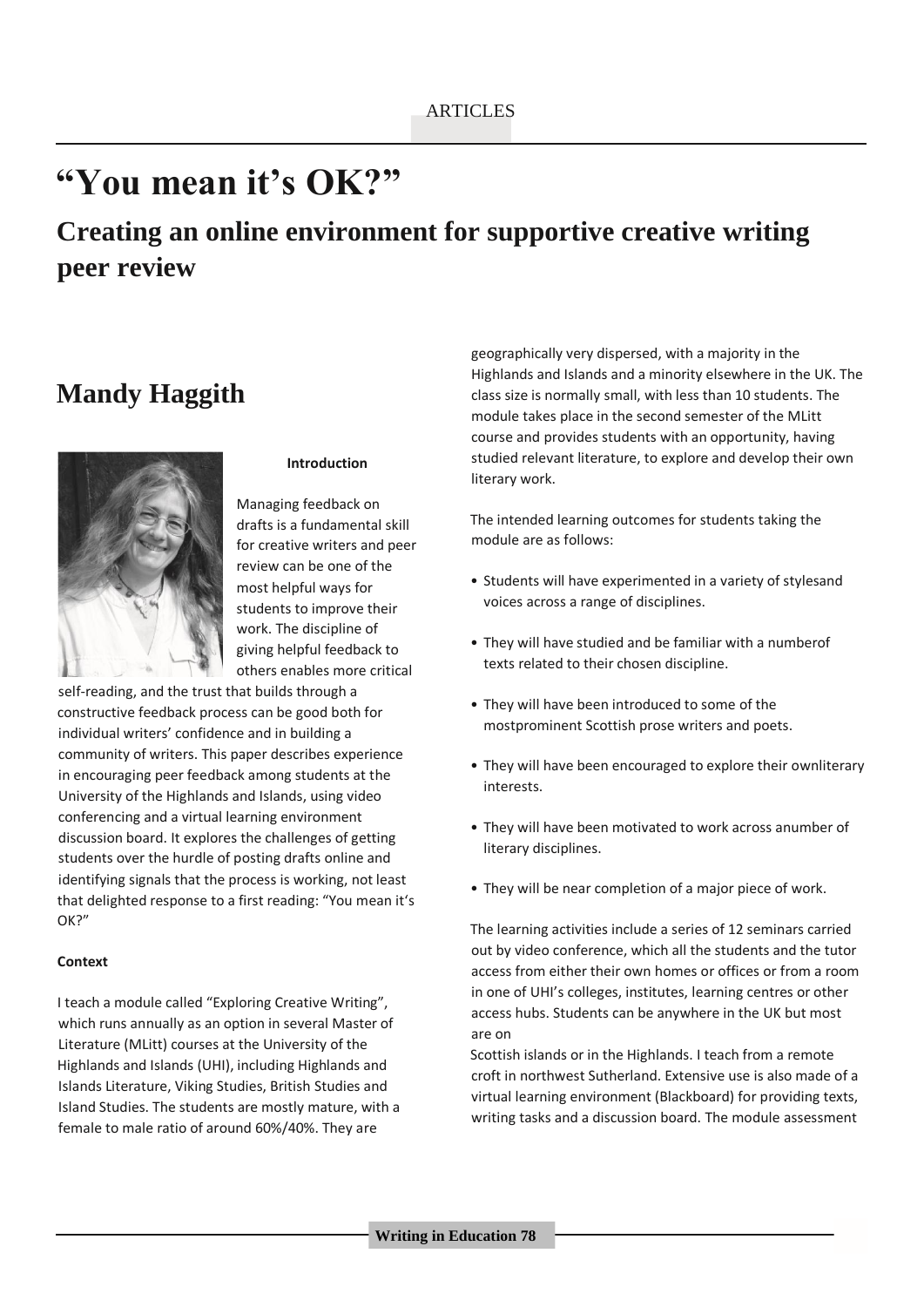# "You mean it's OK?"

## Creating an online environment for supportive creative writing peer review

## Mandy Haggith

**Introduction**

Managing feedback on drafts is a fundamental skill for creative writers and peer review can be one of the most helpful ways for students to improve their work. The discipline of giving helpful feedback to others enables more critical self-reading, and the trust that builds through a constructive feedback process can be good both for individual writers' confidence and in building a community of writers. This paper describes experience in encouraging peer feedback among students at the University of the Highlands and Islands, using video conferencing and a virtual learning environment discussion board. It explores the challenges of getting students over the hurdle of posting drafts online and identifying signals that the process is working, not least that delighted response to a first reading: "You mean it's OK?"

**Context**

I teach a module called "Exploring Creative Writing", which runs annually as an option in several Master of Literature (MLitt) courses at the University of the Highlands and Islands (UHI), including Highlands and Islands Literature, Viking Studies, British Studies and Island Studies. The students are mostly mature, with a female to male ratio of around 60%/40%. They are geographically very dispersed, with a majority in the Highlands and Islands and a minority elsewhere in the UK. The class size is normally small, with less than 10 students. The module takes place in the second semester of the MLitt course and provides students with an opportunity, having studied relevant literature, to explore and develop their own literary work.

The intended learning outcomes for students taking the module are as follows:

- Students will have experimented in a variety of stylesand voices across a range of disciplines.
- They will have studied and be familiar with a numberof texts related to their chosen discipline.
- They will have been introduced to some of the mostprominent Scottish prose writers and poets.
- They will have been encouraged to explore their ownliterary interests.
- They will have been motivated to work across anumber of literary disciplines.
- They will be near completion of a major piece of work.

The learning activities include a series of 12 seminars carried out by video conference, which all the students and the tutor access from either their own homes or offices or from a room in one of UHI's colleges, institutes, learning centres or other access hubs. Students can be anywhere in the UK but most are on Scottish islands or in the Highlands. I teach from a remote croft in northwest Sutherland. Extensive use is also made of a virtual learning environment (Blackboard) for providing texts, writing tasks and a discussion board. The module assessment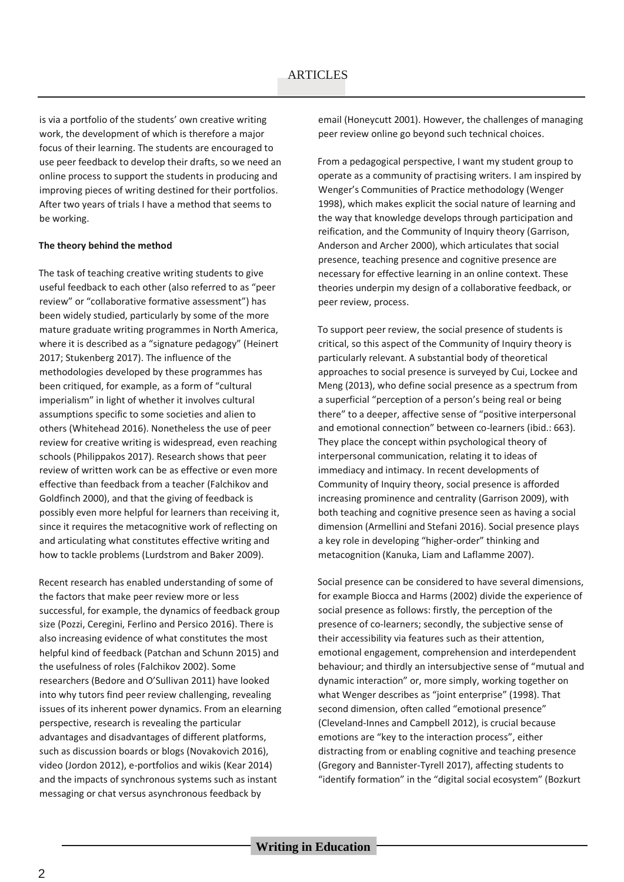is via a portfolio of the students' own creative writing work, the development of which is therefore a major focus of their learning. The students are encouraged to use peer feedback to develop their drafts, so we need an online process to support the students in producing and improving pieces of writing destined for their portfolios. After two years of trials I have a method that seems to be working.

**The theory behind the method**

The task of teaching creative writing students to give useful feedback to each other (also referred to as "peer review" or "collaborative formative assessment") has been widely studied, particularly by some of the more mature graduate writing programmes in North America, where it is described as a "signature pedagogy" (Heinert 2017; Stukenberg 2017). The influence of the methodologies developed by these programmes has been critiqued, for example, as a form of "cultural imperialism" in light of whether it involves cultural assumptions specific to some societies and alien to others (Whitehead 2016). Nonetheless the use of peer review for creative writing is widespread, even reaching schools (Philippakos 2017). Research shows that peer review of written work can be as effective or even more effective than feedback from a teacher (Falchikov and Goldfinch 2000), and that the giving of feedback is possibly even more helpful for learners than receiving it, since it requires the metacognitive work of reflecting on and articulating what constitutes effective writing and how to tackle problems (Lurdstrom and Baker 2009).

Recent research has enabled understanding of some of the factors that make peer review more or less successful, for example, the dynamics of feedback group size (Pozzi, Ceregini, Ferlino and Persico 2016). There is also increasing evidence of what constitutes the most helpful kind of feedback (Patchan and Schunn 2015) and the usefulness of roles (Falchikov 2002). Some researchers (Bedore and O'Sullivan 2011) have looked into why tutors find peer review challenging, revealing issues of its inherent power dynamics. From an elearning perspective, research is revealing the particular advantages and disadvantages of different platforms, such as discussion boards or blogs (Novakovich 2016), video (Jordon 2012), e-portfolios and wikis (Kear 2014) and the impacts of synchronous systems such as instant messaging or chat versus asynchronous feedback by email (Honeycutt 2001). However, the challenges of managing peer review online go beyond such technical choices.

From a pedagogical perspective, I want my student group to operate as a community of practising writers. I am inspired by Wenger's Communities of Practice methodology (Wenger 1998), which makes explicit the social nature of learning and the way that knowledge develops through participation and reification, and the Community of Inquiry theory (Garrison, Anderson and Archer 2000), which articulates that social presence, teaching presence and cognitive presence are necessary for effective learning in an online context. These theories underpin my design of a collaborative feedback, or peer review, process.

To support peer review, the social presence of students is critical, so this aspect of the Community of Inquiry theory is particularly relevant. A substantial body of theoretical approaches to social presence is surveyed by Cui, Lockee and Meng (2013), who define social presence as a spectrum from a superficial "perception of a person's being real or being there" to a deeper, affective sense of "positive interpersonal and emotional connection" between co-learners (ibid.: 663). They place the concept within psychological theory of interpersonal communication, relating it to ideas of immediacy and intimacy. In recent developments of Community of Inquiry theory, social presence is afforded increasing prominence and centrality (Garrison 2009), with both teaching and cognitive presence seen as having a social dimension (Armellini and Stefani 2016). Social presence plays a key role in developing "higher-order" thinking and metacognition (Kanuka, Liam and Laflamme 2007).

Social presence can be considered to have several dimensions, for example Biocca and Harms (2002) divide the experience of social presence as follows: firstly, the perception of the presence of co-learners; secondly, the subjective sense of their accessibility via features such as their attention, emotional engagement, comprehension and interdependent behaviour; and thirdly an intersubjective sense of "mutual and dynamic interaction" or, more simply, working together on what Wenger describes as "joint enterprise" (1998). That second dimension, often called "emotional presence" (Cleveland-Innes and Campbell 2012), is crucial because emotions are "key to the interaction process", either distracting from or enabling cognitive and teaching presence (Gregory and Bannister-Tyrell 2017), affecting students to "identify formation" in the "digital social ecosystem" (Bozkurt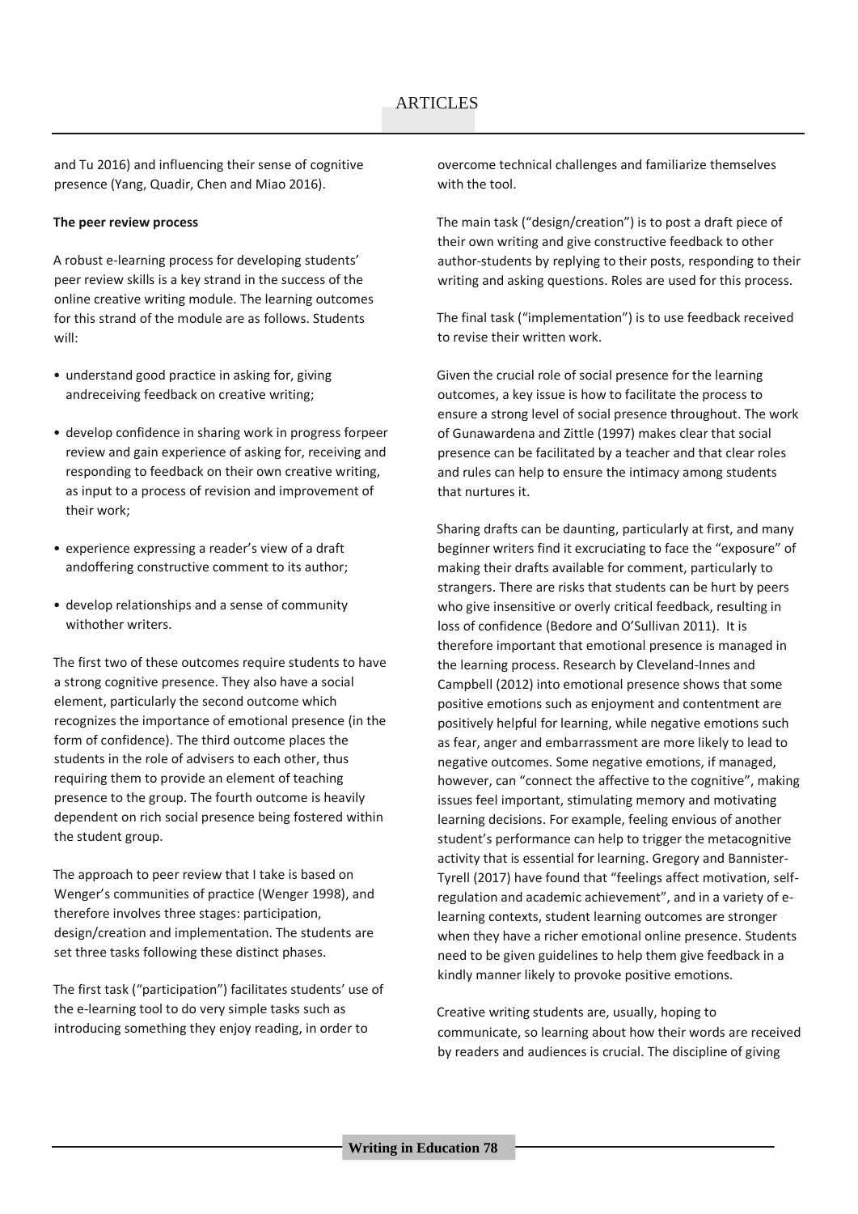and Tu 2016) and influencing their sense of cognitive presence (Yang, Quadir, Chen and Miao 2016).

**The peer review process**

A robust e-learning process for developing students' peer review skills is a key strand in the success of the online creative writing module. The learning outcomes for this strand of the module are as follows. Students will:

- understand good practice in asking for, giving andreceiving feedback on creative writing;
- develop confidence in sharing work in progress forpeer review and gain experience of asking for, receiving and responding to feedback on their own creative writing, as input to a process of revision and improvement of their work;
- experience expressing a reader's view of a draft andoffering constructive comment to its author;
- develop relationships and a sense of community withother writers.

The first two of these outcomes require students to have a strong cognitive presence. They also have a social element, particularly the second outcome which recognizes the importance of emotional presence (in the form of confidence). The third outcome places the students in the role of advisers to each other, thus requiring them to provide an element of teaching presence to the group. The fourth outcome is heavily dependent on rich social presence being fostered within the student group.

The approach to peer review that I take is based on Wenger's communities of practice (Wenger 1998), and therefore involves three stages: participation, design/creation and implementation. The students are set three tasks following these distinct phases.

The first task ("participation") facilitates students' use of the e-learning tool to do very simple tasks such as introducing something they enjoy reading, in order to overcome technical challenges and familiarize themselves with the tool.

The main task ("design/creation") is to post a draft piece of their own writing and give constructive feedback to other author-students by replying to their posts, responding to their writing and asking questions. Roles are used for this process.

The final task ("implementation") is to use feedback received to revise their written work.

Given the crucial role of social presence for the learning outcomes, a key issue is how to facilitate the process to ensure a strong level of social presence throughout. The work of Gunawardena and Zittle (1997) makes clear that social presence can be facilitated by a teacher and that clear roles and rules can help to ensure the intimacy among students that nurtures it.

Sharing drafts can be daunting, particularly at first, and many beginner writers find it excruciating to face the "exposure" of making their drafts available for comment, particularly to strangers. There are risks that students can be hurt by peers who give insensitive or overly critical feedback, resulting in loss of confidence (Bedore and O'Sullivan 2011). It is therefore important that emotional presence is managed in the learning process. Research by Cleveland-Innes and Campbell (2012) into emotional presence shows that some positive emotions such as enjoyment and contentment are positively helpful for learning, while negative emotions such as fear, anger and embarrassment are more likely to lead to negative outcomes. Some negative emotions, if managed, however, can "connect the affective to the cognitive", making issues feel important, stimulating memory and motivating learning decisions. For example, feeling envious of another student's performance can help to trigger the metacognitive activity that is essential for learning. Gregory and Bannister-Tyrell (2017) have found that "feelings affect motivation, self-regulation and academic achievement", and in a variety of e-learning contexts, student learning outcomes are stronger when they have a richer emotional online presence. Students need to be given guidelines to help them give feedback in a kindly manner likely to provoke positive emotions.

Creative writing students are, usually, hoping to communicate, so learning about how their words are received by readers and audiences is crucial. The discipline of giving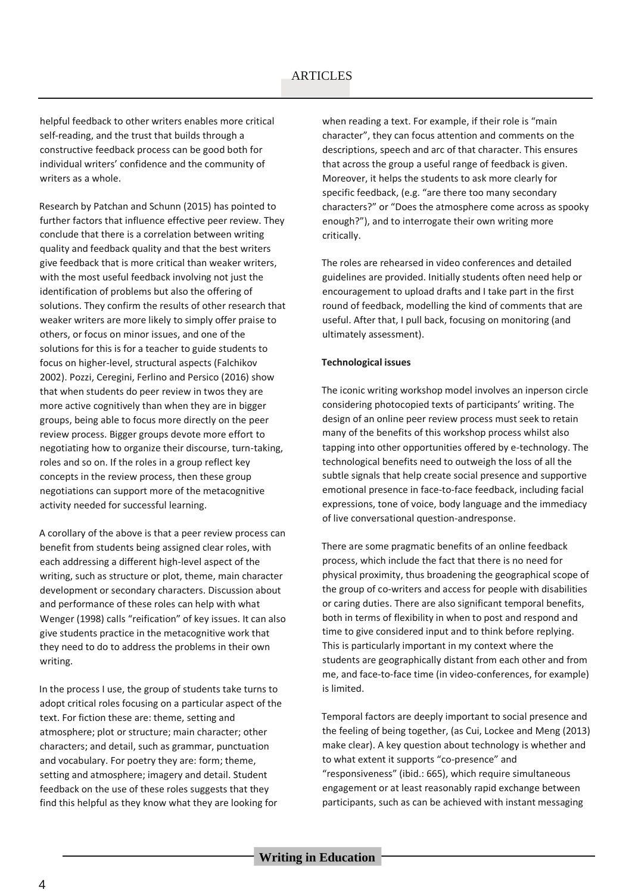helpful feedback to other writers enables more critical self-reading, and the trust that builds through a constructive feedback process can be good both for individual writers' confidence and the community of writers as a whole.

Research by Patchan and Schunn (2015) has pointed to further factors that influence effective peer review. They conclude that there is a correlation between writing quality and feedback quality and that the best writers give feedback that is more critical than weaker writers, with the most useful feedback involving not just the identification of problems but also the offering of solutions. They confirm the results of other research that weaker writers are more likely to simply offer praise to others, or focus on minor issues, and one of the solutions for this is for a teacher to guide students to focus on higher-level, structural aspects (Falchikov 2002). Pozzi, Ceregini, Ferlino and Persico (2016) show that when students do peer review in twos they are more active cognitively than when they are in bigger groups, being able to focus more directly on the peer review process. Bigger groups devote more effort to negotiating how to organize their discourse, turn-taking, roles and so on. If the roles in a group reflect key concepts in the review process, then these group negotiations can support more of the metacognitive activity needed for successful learning.

A corollary of the above is that a peer review process can benefit from students being assigned clear roles, with each addressing a different high-level aspect of the writing, such as structure or plot, theme, main character development or secondary characters. Discussion about and performance of these roles can help with what Wenger (1998) calls "reification" of key issues. It can also give students practice in the metacognitive work that they need to do to address the problems in their own writing.

In the process I use, the group of students take turns to adopt critical roles focusing on a particular aspect of the text. For fiction these are: theme, setting and atmosphere; plot or structure; main character; other characters; and detail, such as grammar, punctuation and vocabulary. For poetry they are: form; theme, setting and atmosphere; imagery and detail. Student feedback on the use of these roles suggests that they find this helpful as they know what they are looking for when reading a text. For example, if their role is "main character", they can focus attention and comments on the descriptions, speech and arc of that character. This ensures that across the group a useful range of feedback is given. Moreover, it helps the students to ask more clearly for specific feedback, (e.g. "are there too many secondary characters?" or "Does the atmosphere come across as spooky enough?"), and to interrogate their own writing more critically.

The roles are rehearsed in video conferences and detailed guidelines are provided. Initially students often need help or encouragement to upload drafts and I take part in the first round of feedback, modelling the kind of comments that are useful. After that, I pull back, focusing on monitoring (and ultimately assessment).

**Technological issues**

The iconic writing workshop model involves an inperson circle considering photocopied texts of participants' writing. The design of an online peer review process must seek to retain many of the benefits of this workshop process whilst also tapping into other opportunities offered by e-technology. The technological benefits need to outweigh the loss of all the subtle signals that help create social presence and supportive emotional presence in face-to-face feedback, including facial expressions, tone of voice, body language and the immediacy of live conversational question-andresponse.

There are some pragmatic benefits of an online feedback process, which include the fact that there is no need for physical proximity, thus broadening the geographical scope of the group of co-writers and access for people with disabilities or caring duties. There are also significant temporal benefits, both in terms of flexibility in when to post and respond and time to give considered input and to think before replying. This is particularly important in my context where the students are geographically distant from each other and from me, and face-to-face time (in video-conferences, for example) is limited.

Temporal factors are deeply important to social presence and the feeling of being together, (as Cui, Lockee and Meng (2013) make clear). A key question about technology is whether and to what extent it supports "co-presence" and "responsiveness" (ibid.: 665), which require simultaneous engagement or at least reasonably rapid exchange between participants, such as can be achieved with instant messaging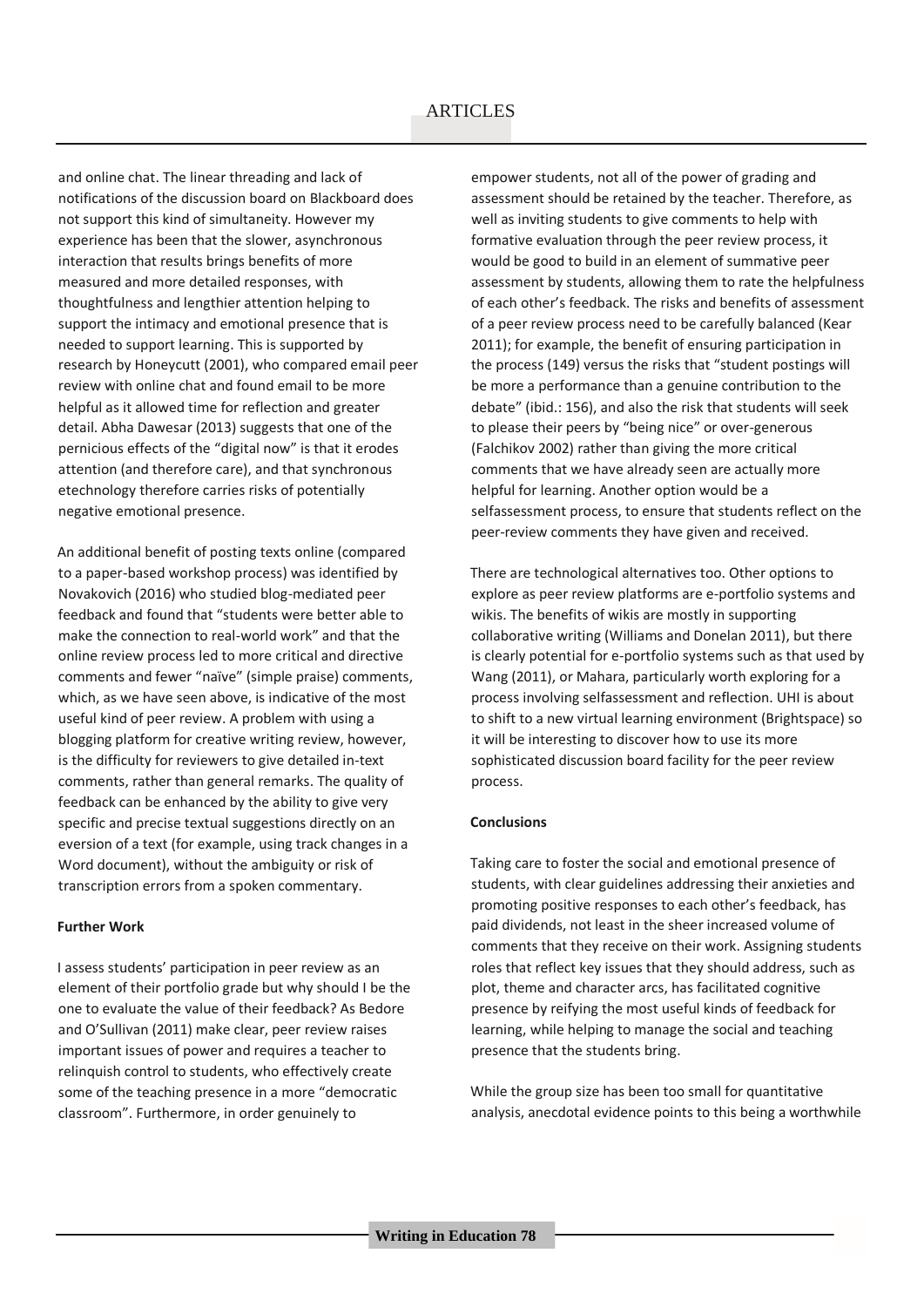and online chat. The linear threading and lack of notifications of the discussion board on Blackboard does not support this kind of simultaneity. However my experience has been that the slower, asynchronous interaction that results brings benefits of more measured and more detailed responses, with thoughtfulness and lengthier attention helping to support the intimacy and emotional presence that is needed to support learning. This is supported by research by Honeycutt (2001), who compared email peer review with online chat and found email to be more helpful as it allowed time for reflection and greater detail. Abha Dawesar (2013) suggests that one of the pernicious effects of the "digital now" is that it erodes attention (and therefore care), and that synchronous etechnology therefore carries risks of potentially negative emotional presence.

An additional benefit of posting texts online (compared to a paper-based workshop process) was identified by Novakovich (2016) who studied blog-mediated peer feedback and found that "students were better able to make the connection to real-world work" and that the online review process led to more critical and directive comments and fewer "naïve" (simple praise) comments, which, as we have seen above, is indicative of the most useful kind of peer review. A problem with using a blogging platform for creative writing review, however, is the difficulty for reviewers to give detailed in-text comments, rather than general remarks. The quality of feedback can be enhanced by the ability to give very specific and precise textual suggestions directly on an eversion of a text (for example, using track changes in a Word document), without the ambiguity or risk of transcription errors from a spoken commentary.

**Further Work**

I assess students' participation in peer review as an element of their portfolio grade but why should I be the one to evaluate the value of their feedback? As Bedore and O'Sullivan (2011) make clear, peer review raises important issues of power and requires a teacher to relinquish control to students, who effectively create some of the teaching presence in a more "democratic classroom". Furthermore, in order genuinely to empower students, not all of the power of grading and assessment should be retained by the teacher. Therefore, as well as inviting students to give comments to help with formative evaluation through the peer review process, it would be good to build in an element of summative peer assessment by students, allowing them to rate the helpfulness of each other's feedback. The risks and benefits of assessment of a peer review process need to be carefully balanced (Kear 2011); for example, the benefit of ensuring participation in the process (149) versus the risks that "student postings will be more a performance than a genuine contribution to the debate" (ibid.: 156), and also the risk that students will seek to please their peers by "being nice" or over-generous (Falchikov 2002) rather than giving the more critical comments that we have already seen are actually more helpful for learning. Another option would be a selfassessment process, to ensure that students reflect on the peer-review comments they have given and received.

There are technological alternatives too. Other options to explore as peer review platforms are e-portfolio systems and wikis. The benefits of wikis are mostly in supporting collaborative writing (Williams and Donelan 2011), but there is clearly potential for e-portfolio systems such as that used by Wang (2011), or Mahara, particularly worth exploring for a process involving selfassessment and reflection. UHI is about to shift to a new virtual learning environment (Brightspace) so it will be interesting to discover how to use its more sophisticated discussion board facility for the peer review process.

**Conclusions**

Taking care to foster the social and emotional presence of students, with clear guidelines addressing their anxieties and promoting positive responses to each other's feedback, has paid dividends, not least in the sheer increased volume of comments that they receive on their work. Assigning students roles that reflect key issues that they should address, such as plot, theme and character arcs, has facilitated cognitive presence by reifying the most useful kinds of feedback for learning, while helping to manage the social and teaching presence that the students bring.

While the group size has been too small for quantitative analysis, anecdotal evidence points to this being a worthwhile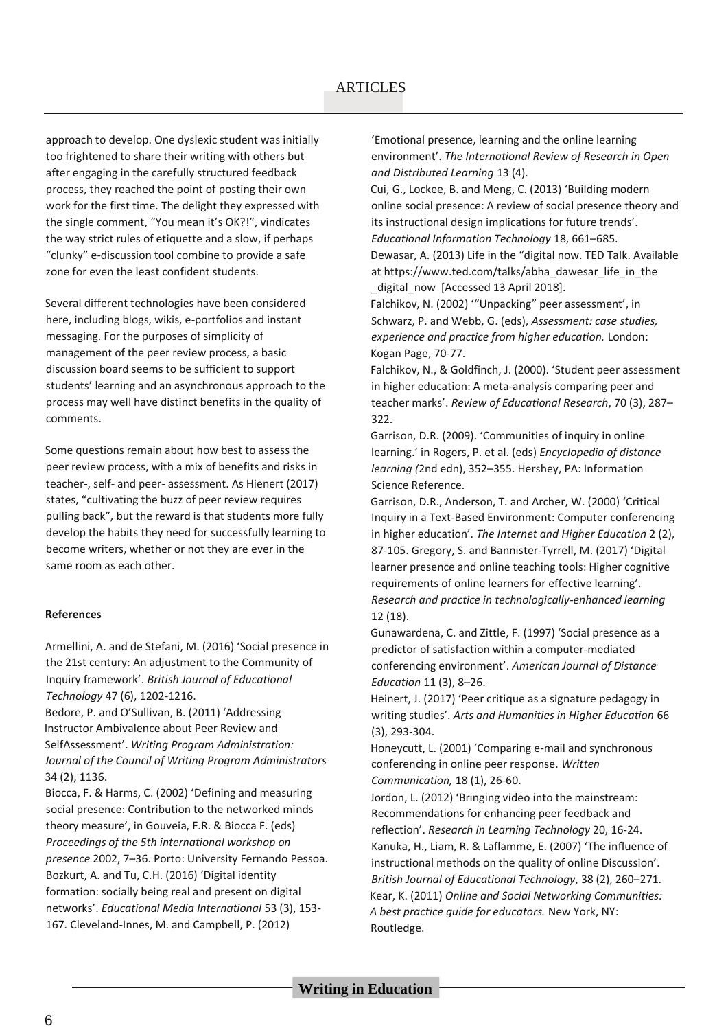approach to develop. One dyslexic student was initially too frightened to share their writing with others but after engaging in the carefully structured feedback process, they reached the point of posting their own work for the first time. The delight they expressed with the single comment, "You mean it's OK?!", vindicates the way strict rules of etiquette and a slow, if perhaps "clunky" e-discussion tool combine to provide a safe zone for even the least confident students.

Several different technologies have been considered here, including blogs, wikis, e-portfolios and instant messaging. For the purposes of simplicity of management of the peer review process, a basic discussion board seems to be sufficient to support students' learning and an asynchronous approach to the process may well have distinct benefits in the quality of comments.

Some questions remain about how best to assess the peer review process, with a mix of benefits and risks in teacher-, self- and peer- assessment. As Hienert (2017) states, "cultivating the buzz of peer review requires pulling back", but the reward is that students more fully develop the habits they need for successfully learning to become writers, whether or not they are ever in the same room as each other.

#### References

Armellini, A. and de Stefani, M. (2016) 'Social presence in the 21st century: An adjustment to the Community of Inquiry framework'. *British Journal of Educational Technology* 47 (6), 1202-1216.

Bedore, P. and O'Sullivan, B. (2011) 'Addressing Instructor Ambivalence about Peer Review and SelfAssessment'. *Writing Program Administration: Journal of the Council of Writing Program Administrators* 34 (2), 1136.

Biocca, F. & Harms, C. (2002) 'Defining and measuring social presence: Contribution to the networked minds theory measure', in Gouveia, F.R. & Biocca F. (eds) *Proceedings of the 5th international workshop on presence* 2002, 7–36. Porto: University Fernando Pessoa.

Bozkurt, A. and Tu, C.H. (2016) 'Digital identity formation: socially being real and present on digital networks'. *Educational Media International* 53 (3), 153-167.

Cleveland-Innes, M. and Campbell, P. (2012) 'Emotional presence, learning and the online learning environment'. *The International Review of Research in Open and Distributed Learning* 13 (4).

Cui, G., Lockee, B. and Meng, C. (2013) 'Building modern online social presence: A review of social presence theory and its instructional design implications for future trends'. *Educational Information Technology* 18, 661–685.

Dewasar, A. (2013) Life in the "digital now. TED Talk. Available at https://www.ted.com/talks/abha_dawesar_life_in_the_digital_now [Accessed 13 April 2018].

Falchikov, N. (2002) '"Unpacking" peer assessment', in Schwarz, P. and Webb, G. (eds), *Assessment: case studies, experience and practice from higher education.* London: Kogan Page, 70-77.

Falchikov, N., & Goldfinch, J. (2000). 'Student peer assessment in higher education: A meta-analysis comparing peer and teacher marks'. *Review of Educational Research*, 70 (3), 287–322.

Garrison, D.R. (2009). 'Communities of inquiry in online learning.' in Rogers, P. et al. (eds) *Encyclopedia of distance learning (*2nd edn), 352–355. Hershey, PA: Information Science Reference.

Garrison, D.R., Anderson, T. and Archer, W. (2000) 'Critical Inquiry in a Text-Based Environment: Computer conferencing in higher education'. *The Internet and Higher Education* 2 (2), 87-105.

Gregory, S. and Bannister-Tyrrell, M. (2017) 'Digital learner presence and online teaching tools: Higher cognitive requirements of online learners for effective learning'. *Research and practice in technologically-enhanced learning* 12 (18).

Gunawardena, C. and Zittle, F. (1997) 'Social presence as a predictor of satisfaction within a computer-mediated conferencing environment'. *American Journal of Distance Education* 11 (3), 8–26.

Heinert, J. (2017) 'Peer critique as a signature pedagogy in writing studies'. *Arts and Humanities in Higher Education* 66 (3), 293-304.

Honeycutt, L. (2001) 'Comparing e-mail and synchronous conferencing in online peer response. *Written Communication,* 18 (1), 26-60.

Jordon, L. (2012) 'Bringing video into the mainstream: Recommendations for enhancing peer feedback and reflection'. *Research in Learning Technology* 20, 16-24.

Kanuka, H., Liam, R. & Laflamme, E. (2007) 'The influence of instructional methods on the quality of online Discussion'. *British Journal of Educational Technology*, 38 (2), 260–271.

Kear, K. (2011) *Online and Social Networking Communities: A best practice guide for educators.* New York, NY: Routledge.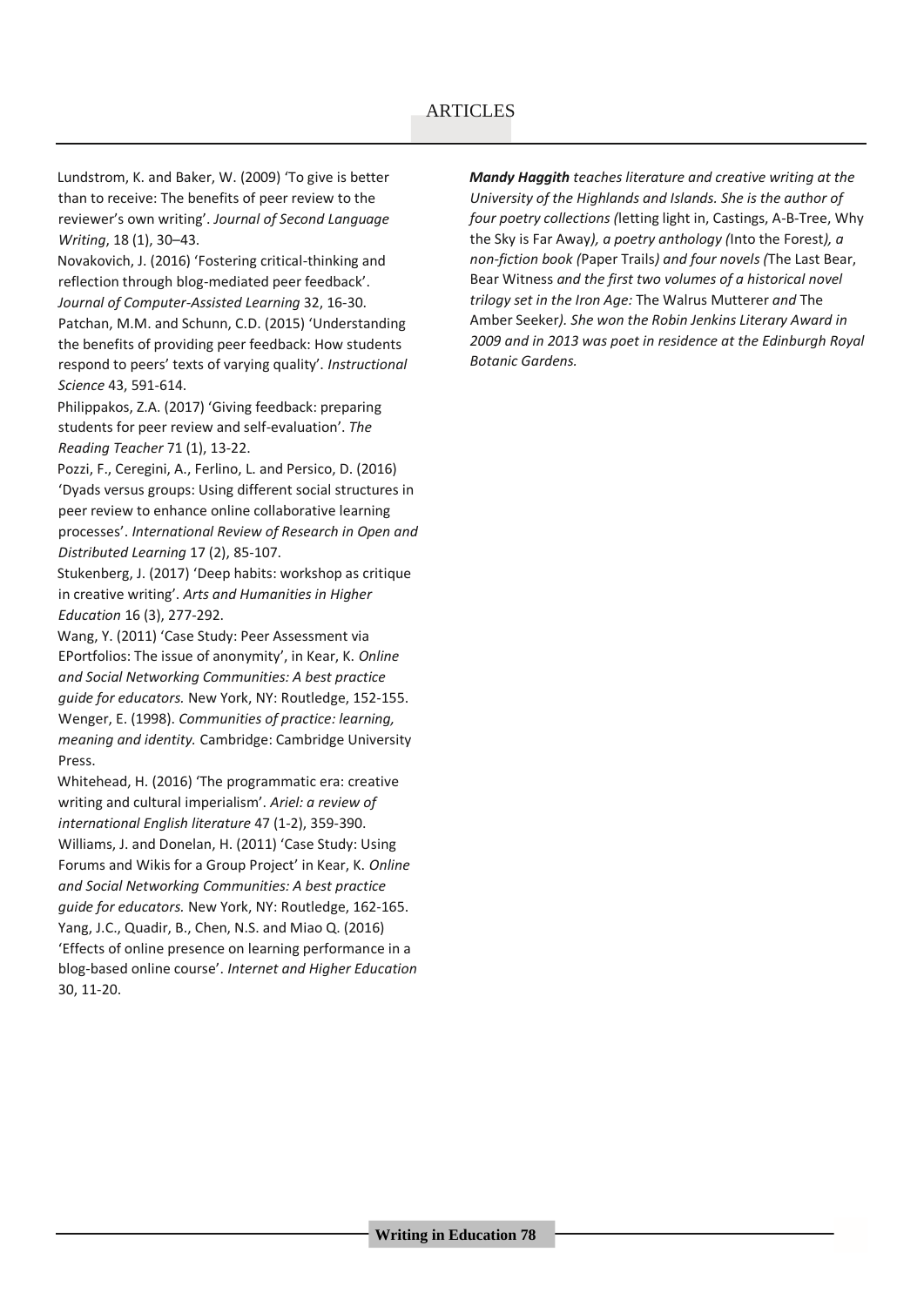Lundstrom, K. and Baker, W. (2009) 'To give is better than to receive: The benefits of peer review to the reviewer's own writing'. *Journal of Second Language Writing*, 18 (1), 30–43.

Novakovich, J. (2016) 'Fostering critical-thinking and reflection through blog-mediated peer feedback'. *Journal of Computer-Assisted Learning* 32, 16-30.

Patchan, M.M. and Schunn, C.D. (2015) 'Understanding the benefits of providing peer feedback: How students respond to peers' texts of varying quality'. *Instructional Science* 43, 591-614.

Philippakos, Z.A. (2017) 'Giving feedback: preparing students for peer review and self-evaluation'. *The Reading Teacher* 71 (1), 13-22.

Pozzi, F., Ceregini, A., Ferlino, L. and Persico, D. (2016) 'Dyads versus groups: Using different social structures in peer review to enhance online collaborative learning processes'. *International Review of Research in Open and Distributed Learning* 17 (2), 85-107.

Stukenberg, J. (2017) 'Deep habits: workshop as critique in creative writing'. *Arts and Humanities in Higher Education* 16 (3), 277-292.

Wang, Y. (2011) 'Case Study: Peer Assessment via EPortfolios: The issue of anonymity', in Kear, K. *Online and Social Networking Communities: A best practice guide for educators.* New York, NY: Routledge, 152-155.

Wenger, E. (1998). *Communities of practice: learning, meaning and identity.* Cambridge: Cambridge University Press.

Whitehead, H. (2016) 'The programmatic era: creative writing and cultural imperialism'. *Ariel: a review of international English literature* 47 (1-2), 359-390.

Williams, J. and Donelan, H. (2011) 'Case Study: Using Forums and Wikis for a Group Project' in Kear, K. *Online and Social Networking Communities: A best practice guide for educators.* New York, NY: Routledge, 162-165.

Yang, J.C., Quadir, B., Chen, N.S. and Miao Q. (2016) 'Effects of online presence on learning performance in a blog-based online course'. *Internet and Higher Education* 30, 11-20.

***Mandy Haggith** teaches literature and creative writing at the University of the Highlands and Islands. She is the author of four poetry collections (*letting light in, Castings, A-B-Tree, Why the Sky is Far Away*), a poetry anthology (*Into the Forest*), a non-fiction book (*Paper Trails*) and four novels (*The Last Bear, Bear Witness *and the first two volumes of a historical novel trilogy set in the Iron Age:* The Walrus Mutterer *and* The Amber Seeker*). She won the Robin Jenkins Literary Award in 2009 and in 2013 was poet in residence at the Edinburgh Royal Botanic Gardens.*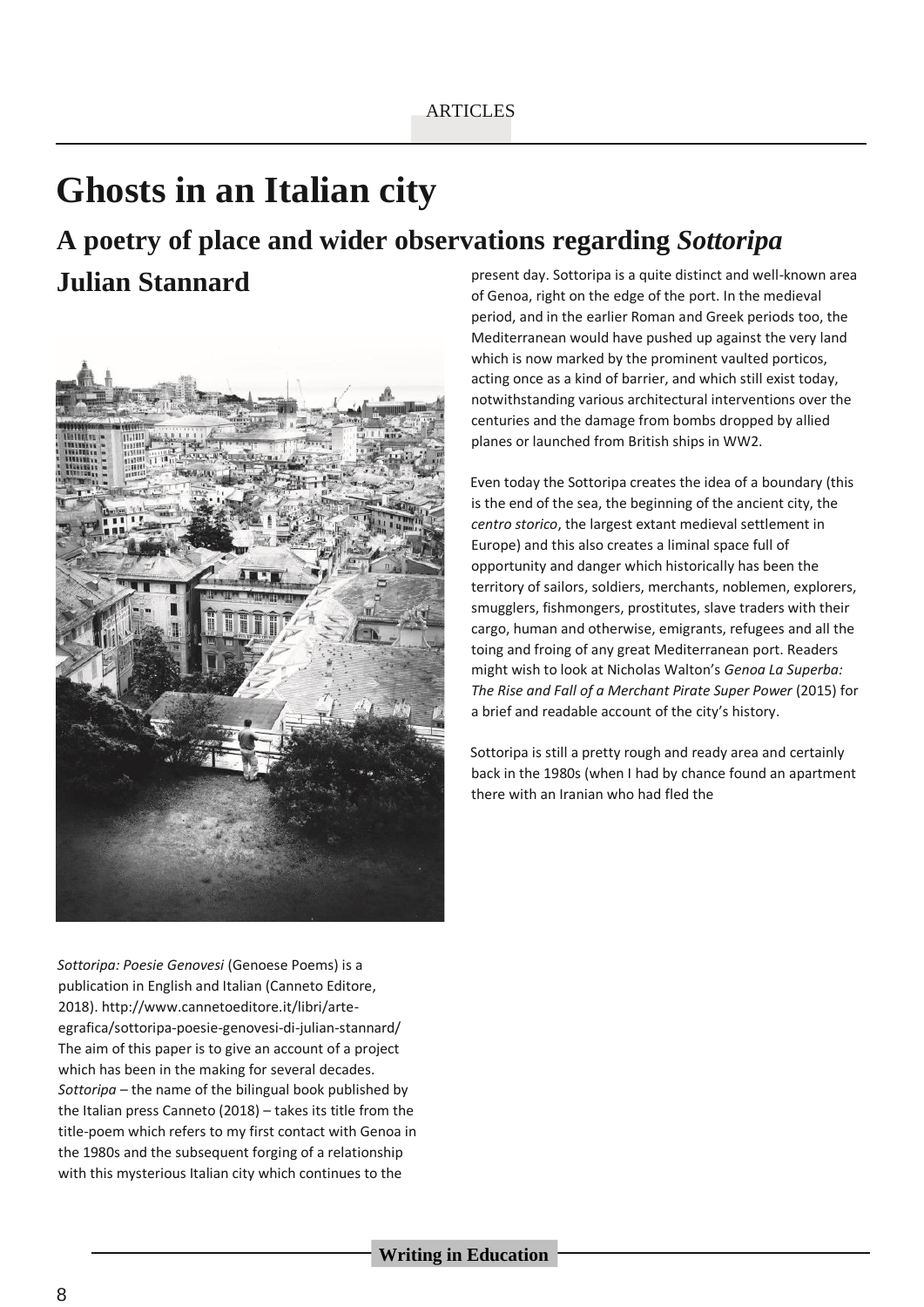ARTICLES

# Ghosts in an Italian city

## A poetry of place and wider observations regarding *Sottoripa*

### Julian Stannard

*Sottoripa: Poesie Genovesi* (Genoese Poems) is a publication in English and Italian (Canneto Editore, 2018). http://www.cannetoeditore.it/libri/arte-egrafica/sottoripa-poesie-genovesi-di-julian-stannard/ The aim of this paper is to give an account of a project which has been in the making for several decades. *Sottoripa* – the name of the bilingual book published by the Italian press Canneto (2018) – takes its title from the title-poem which refers to my first contact with Genoa in the 1980s and the subsequent forging of a relationship with this mysterious Italian city which continues to the present day. Sottoripa is a quite distinct and well-known area of Genoa, right on the edge of the port. In the medieval period, and in the earlier Roman and Greek periods too, the Mediterranean would have pushed up against the very land which is now marked by the prominent vaulted porticos, acting once as a kind of barrier, and which still exist today, notwithstanding various architectural interventions over the centuries and the damage from bombs dropped by allied planes or launched from British ships in WW2.

Even today the Sottoripa creates the idea of a boundary (this is the end of the sea, the beginning of the ancient city, the *centro storico*, the largest extant medieval settlement in Europe) and this also creates a liminal space full of opportunity and danger which historically has been the territory of sailors, soldiers, merchants, noblemen, explorers, smugglers, fishmongers, prostitutes, slave traders with their cargo, human and otherwise, emigrants, refugees and all the toing and froing of any great Mediterranean port. Readers might wish to look at Nicholas Walton's *Genoa La Superba: The Rise and Fall of a Merchant Pirate Super Power* (2015) for a brief and readable account of the city's history.

Sottoripa is still a pretty rough and ready area and certainly back in the 1980s (when I had by chance found an apartment there with an Iranian who had fled the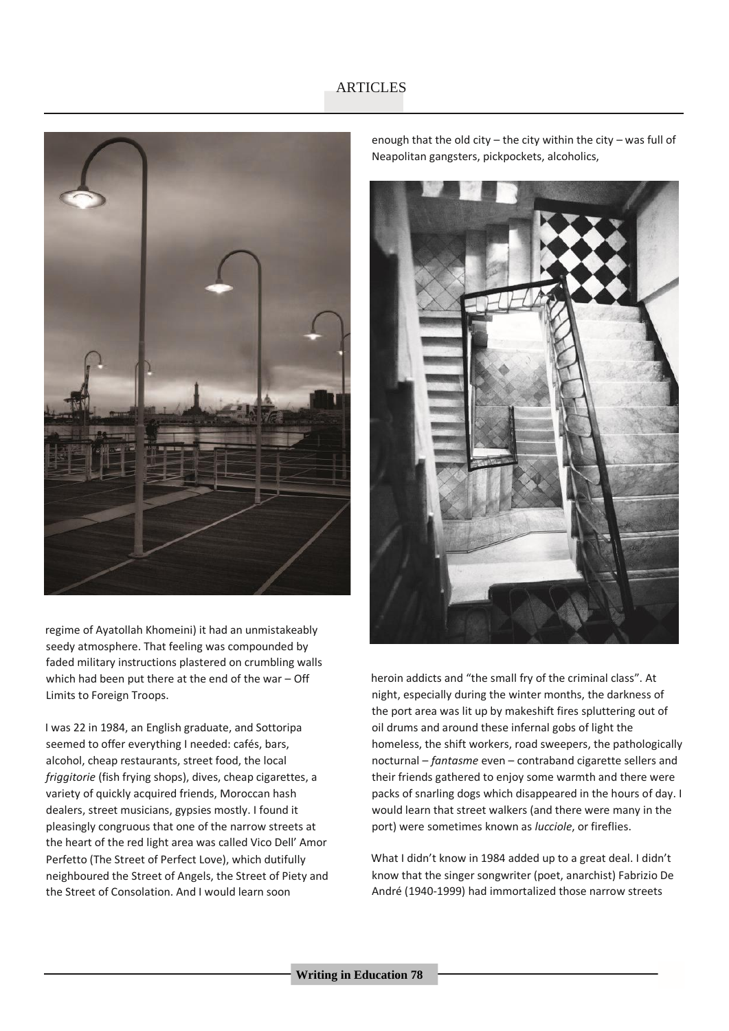regime of Ayatollah Khomeini) it had an unmistakeably seedy atmosphere. That feeling was compounded by faded military instructions plastered on crumbling walls which had been put there at the end of the war – Off Limits to Foreign Troops.

I was 22 in 1984, an English graduate, and Sottoripa seemed to offer everything I needed: cafés, bars, alcohol, cheap restaurants, street food, the local *friggitorie* (fish frying shops), dives, cheap cigarettes, a variety of quickly acquired friends, Moroccan hash dealers, street musicians, gypsies mostly. I found it pleasingly congruous that one of the narrow streets at the heart of the red light area was called Vico Dell' Amor Perfetto (The Street of Perfect Love), which dutifully neighboured the Street of Angels, the Street of Piety and the Street of Consolation. And I would learn soon enough that the old city – the city within the city – was full of Neapolitan gangsters, pickpockets, alcoholics, heroin addicts and "the small fry of the criminal class". At night, especially during the winter months, the darkness of the port area was lit up by makeshift fires spluttering out of oil drums and around these infernal gobs of light the homeless, the shift workers, road sweepers, the pathologically nocturnal – *fantasme* even – contraband cigarette sellers and their friends gathered to enjoy some warmth and there were packs of snarling dogs which disappeared in the hours of day. I would learn that street walkers (and there were many in the port) were sometimes known as *lucciole*, or fireflies.

What I didn't know in 1984 added up to a great deal. I didn't know that the singer songwriter (poet, anarchist) Fabrizio De André (1940-1999) had immortalized those narrow streets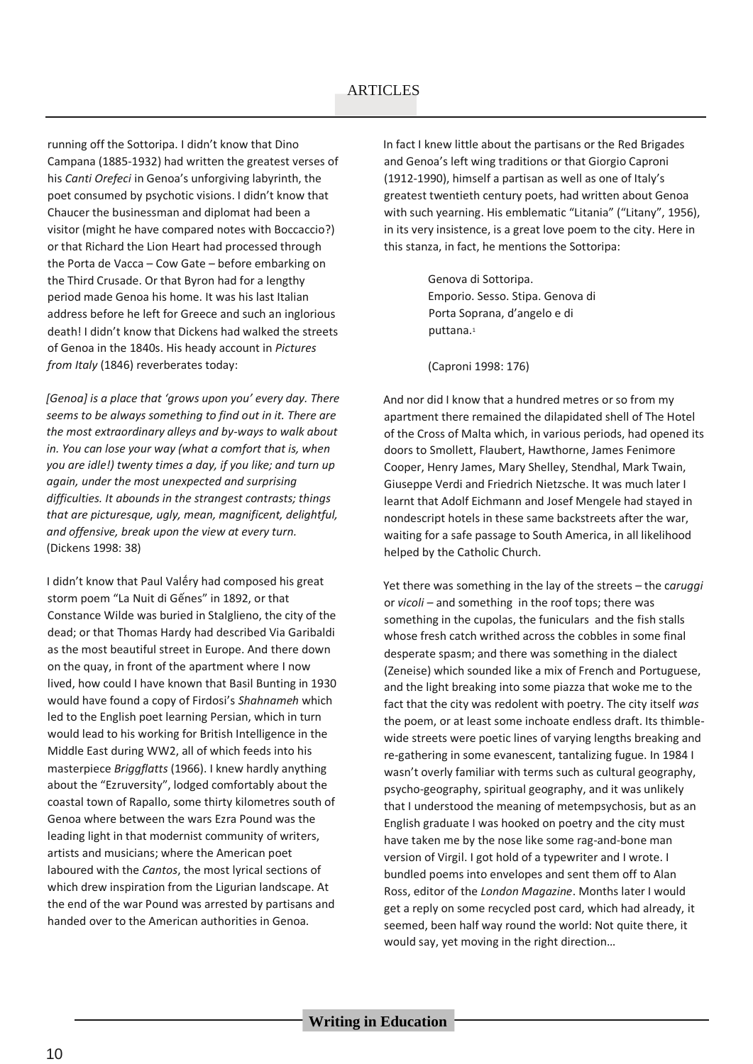running off the Sottoripa. I didn't know that Dino Campana (1885-1932) had written the greatest verses of his *Canti Orefeci* in Genoa's unforgiving labyrinth, the poet consumed by psychotic visions. I didn't know that Chaucer the businessman and diplomat had been a visitor (might he have compared notes with Boccaccio?) or that Richard the Lion Heart had processed through the Porta de Vacca – Cow Gate – before embarking on the Third Crusade. Or that Byron had for a lengthy period made Genoa his home. It was his last Italian address before he left for Greece and such an inglorious death! I didn't know that Dickens had walked the streets of Genoa in the 1840s. His heady account in *Pictures from Italy* (1846) reverberates today:

*[Genoa] is a place that 'grows upon you' every day. There seems to be always something to find out in it. There are the most extraordinary alleys and by-ways to walk about in. You can lose your way (what a comfort that is, when you are idle!) twenty times a day, if you like; and turn up again, under the most unexpected and surprising difficulties. It abounds in the strangest contrasts; things that are picturesque, ugly, mean, magnificent, delightful, and offensive, break upon the view at every turn.* (Dickens 1998: 38)

I didn't know that Paul Valéry had composed his great storm poem "La Nuit di Gênes" in 1892, or that Constance Wilde was buried in Stalglieno, the city of the dead; or that Thomas Hardy had described Via Garibaldi as the most beautiful street in Europe. And there down on the quay, in front of the apartment where I now lived, how could I have known that Basil Bunting in 1930 would have found a copy of Firdosi's *Shahnameh* which led to the English poet learning Persian, which in turn would lead to his working for British Intelligence in the Middle East during WW2, all of which feeds into his masterpiece *Briggflatts* (1966). I knew hardly anything about the "Ezruversity", lodged comfortably about the coastal town of Rapallo, some thirty kilometres south of Genoa where between the wars Ezra Pound was the leading light in that modernist community of writers, artists and musicians; where the American poet laboured with the *Cantos*, the most lyrical sections of which drew inspiration from the Ligurian landscape. At the end of the war Pound was arrested by partisans and handed over to the American authorities in Genoa.

In fact I knew little about the partisans or the Red Brigades and Genoa's left wing traditions or that Giorgio Caproni (1912-1990), himself a partisan as well as one of Italy's greatest twentieth century poets, had written about Genoa with such yearning. His emblematic "Litania" ("Litany", 1956), in its very insistence, is a great love poem to the city. Here in this stanza, in fact, he mentions the Sottoripa:

> Genova di Sottoripa.
> Emporio. Sesso. Stipa. Genova di
> Porta Soprana, d'angelo e di
> puttana.[1]
>
> (Caproni 1998: 176)

And nor did I know that a hundred metres or so from my apartment there remained the dilapidated shell of The Hotel of the Cross of Malta which, in various periods, had opened its doors to Smollett, Flaubert, Hawthorne, James Fenimore Cooper, Henry James, Mary Shelley, Stendhal, Mark Twain, Giuseppe Verdi and Friedrich Nietzsche. It was much later I learnt that Adolf Eichmann and Josef Mengele had stayed in nondescript hotels in these same backstreets after the war, waiting for a safe passage to South America, in all likelihood helped by the Catholic Church.

Yet there was something in the lay of the streets – the c*aruggi* or *vicoli* – and something in the roof tops; there was something in the cupolas, the funiculars and the fish stalls whose fresh catch writhed across the cobbles in some final desperate spasm; and there was something in the dialect (Zeneise) which sounded like a mix of French and Portuguese, and the light breaking into some piazza that woke me to the fact that the city was redolent with poetry. The city itself *was* the poem, or at least some inchoate endless draft. Its thimble-wide streets were poetic lines of varying lengths breaking and re-gathering in some evanescent, tantalizing fugue. In 1984 I wasn't overly familiar with terms such as cultural geography, psycho-geography, spiritual geography, and it was unlikely that I understood the meaning of metempsychosis, but as an English graduate I was hooked on poetry and the city must have taken me by the nose like some rag-and-bone man version of Virgil. I got hold of a typewriter and I wrote. I bundled poems into envelopes and sent them off to Alan Ross, editor of the *London Magazine*. Months later I would get a reply on some recycled post card, which had already, it seemed, been half way round the world: Not quite there, it would say, yet moving in the right direction…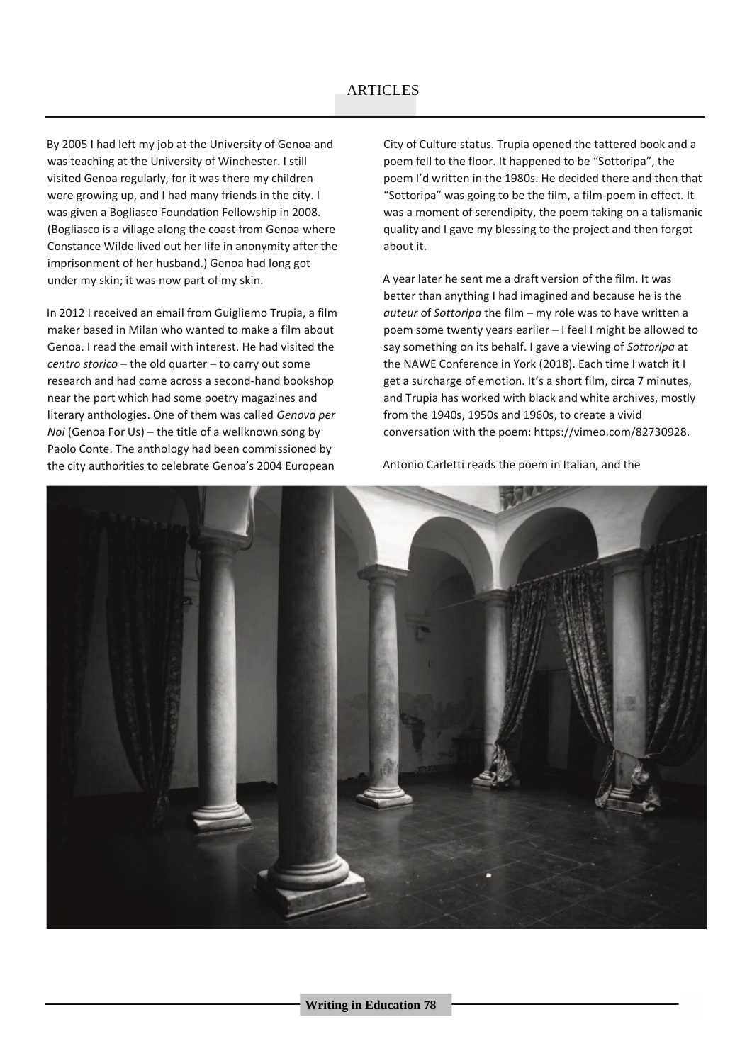By 2005 I had left my job at the University of Genoa and was teaching at the University of Winchester. I still visited Genoa regularly, for it was there my children were growing up, and I had many friends in the city. I was given a Bogliasco Foundation Fellowship in 2008. (Bogliasco is a village along the coast from Genoa where Constance Wilde lived out her life in anonymity after the imprisonment of her husband.) Genoa had long got under my skin; it was now part of my skin.

In 2012 I received an email from Guigliemo Trupia, a film maker based in Milan who wanted to make a film about Genoa. I read the email with interest. He had visited the *centro storico* – the old quarter – to carry out some research and had come across a second-hand bookshop near the port which had some poetry magazines and literary anthologies. One of them was called *Genova per Noi* (Genoa For Us) – the title of a wellknown song by Paolo Conte. The anthology had been commissioned by the city authorities to celebrate Genoa's 2004 European City of Culture status. Trupia opened the tattered book and a poem fell to the floor. It happened to be "Sottoripa", the poem I'd written in the 1980s. He decided there and then that "Sottoripa" was going to be the film, a film-poem in effect. It was a moment of serendipity, the poem taking on a talismanic quality and I gave my blessing to the project and then forgot about it.

A year later he sent me a draft version of the film. It was better than anything I had imagined and because he is the *auteur* of *Sottoripa* the film – my role was to have written a poem some twenty years earlier – I feel I might be allowed to say something on its behalf. I gave a viewing of *Sottoripa* at the NAWE Conference in York (2018). Each time I watch it I get a surcharge of emotion. It's a short film, circa 7 minutes, and Trupia has worked with black and white archives, mostly from the 1940s, 1950s and 1960s, to create a vivid conversation with the poem: https://vimeo.com/82730928.

Antonio Carletti reads the poem in Italian, and the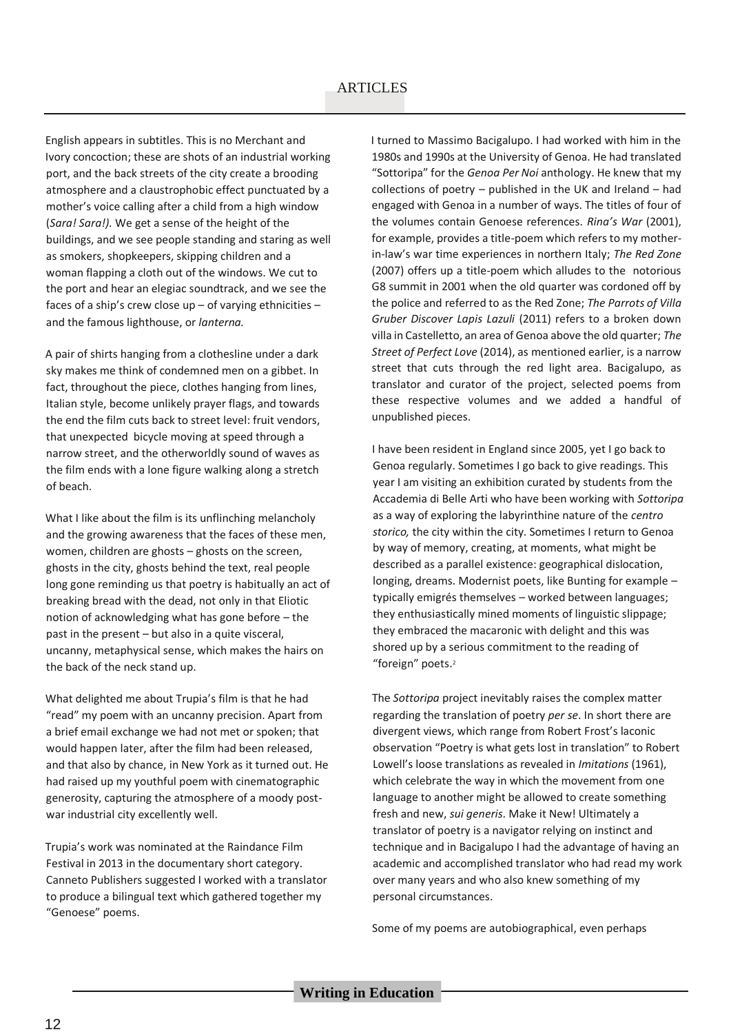English appears in subtitles. This is no Merchant and Ivory concoction; these are shots of an industrial working port, and the back streets of the city create a brooding atmosphere and a claustrophobic effect punctuated by a mother's voice calling after a child from a high window (*Sara! Sara!).* We get a sense of the height of the buildings, and we see people standing and staring as well as smokers, shopkeepers, skipping children and a woman flapping a cloth out of the windows. We cut to the port and hear an elegiac soundtrack, and we see the faces of a ship's crew close up – of varying ethnicities – and the famous lighthouse, or *lanterna.*

A pair of shirts hanging from a clothesline under a dark sky makes me think of condemned men on a gibbet. In fact, throughout the piece, clothes hanging from lines, Italian style, become unlikely prayer flags, and towards the end the film cuts back to street level: fruit vendors, that unexpected bicycle moving at speed through a narrow street, and the otherworldly sound of waves as the film ends with a lone figure walking along a stretch of beach.

What I like about the film is its unflinching melancholy and the growing awareness that the faces of these men, women, children are ghosts – ghosts on the screen, ghosts in the city, ghosts behind the text, real people long gone reminding us that poetry is habitually an act of breaking bread with the dead, not only in that Eliotic notion of acknowledging what has gone before – the past in the present – but also in a quite visceral, uncanny, metaphysical sense, which makes the hairs on the back of the neck stand up.

What delighted me about Trupia's film is that he had "read" my poem with an uncanny precision. Apart from a brief email exchange we had not met or spoken; that would happen later, after the film had been released, and that also by chance, in New York as it turned out. He had raised up my youthful poem with cinematographic generosity, capturing the atmosphere of a moody post-war industrial city excellently well.

Trupia's work was nominated at the Raindance Film Festival in 2013 in the documentary short category. Canneto Publishers suggested I worked with a translator to produce a bilingual text which gathered together my "Genoese" poems.

I turned to Massimo Bacigalupo. I had worked with him in the 1980s and 1990s at the University of Genoa. He had translated "Sottoripa" for the *Genoa Per Noi* anthology. He knew that my collections of poetry – published in the UK and Ireland – had engaged with Genoa in a number of ways. The titles of four of the volumes contain Genoese references. *Rina's War* (2001), for example, provides a title-poem which refers to my mother-in-law's war time experiences in northern Italy; *The Red Zone* (2007) offers up a title-poem which alludes to the notorious G8 summit in 2001 when the old quarter was cordoned off by the police and referred to as the Red Zone; *The Parrots of Villa Gruber Discover Lapis Lazuli* (2011) refers to a broken down villa in Castelletto, an area of Genoa above the old quarter; *The Street of Perfect Love* (2014), as mentioned earlier, is a narrow street that cuts through the red light area. Bacigalupo, as translator and curator of the project, selected poems from these respective volumes and we added a handful of unpublished pieces.

I have been resident in England since 2005, yet I go back to Genoa regularly. Sometimes I go back to give readings. This year I am visiting an exhibition curated by students from the Accademia di Belle Arti who have been working with *Sottoripa* as a way of exploring the labyrinthine nature of the *centro storico,* the city within the city. Sometimes I return to Genoa by way of memory, creating, at moments, what might be described as a parallel existence: geographical dislocation, longing, dreams. Modernist poets, like Bunting for example – typically emigrés themselves – worked between languages; they enthusiastically mined moments of linguistic slippage; they embraced the macaronic with delight and this was shored up by a serious commitment to the reading of "foreign" poets.[2]

The *Sottoripa* project inevitably raises the complex matter regarding the translation of poetry *per se*. In short there are divergent views, which range from Robert Frost's laconic observation "Poetry is what gets lost in translation" to Robert Lowell's loose translations as revealed in *Imitations* (1961), which celebrate the way in which the movement from one language to another might be allowed to create something fresh and new, *sui generis*. Make it New! Ultimately a translator of poetry is a navigator relying on instinct and technique and in Bacigalupo I had the advantage of having an academic and accomplished translator who had read my work over many years and who also knew something of my personal circumstances.

Some of my poems are autobiographical, even perhaps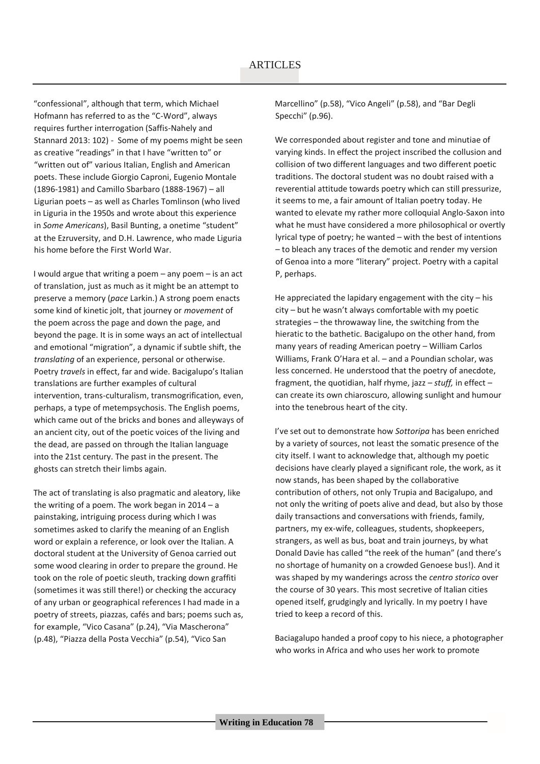"confessional", although that term, which Michael Hofmann has referred to as the "C-Word", always requires further interrogation (Saffis-Nahely and Stannard 2013: 102) - Some of my poems might be seen as creative "readings" in that I have "written to" or "written out of" various Italian, English and American poets. These include Giorgio Caproni, Eugenio Montale (1896-1981) and Camillo Sbarbaro (1888-1967) – all Ligurian poets – as well as Charles Tomlinson (who lived in Liguria in the 1950s and wrote about this experience in *Some Americans*), Basil Bunting, a onetime "student" at the Ezruversity, and D.H. Lawrence, who made Liguria his home before the First World War.

I would argue that writing a poem – any poem – is an act of translation, just as much as it might be an attempt to preserve a memory (*pace* Larkin.) A strong poem enacts some kind of kinetic jolt, that journey or *movement* of the poem across the page and down the page, and beyond the page. It is in some ways an act of intellectual and emotional "migration", a dynamic if subtle shift, the *translating* of an experience, personal or otherwise. Poetry *travels* in effect, far and wide. Bacigalupo's Italian translations are further examples of cultural intervention, trans-culturalism, transmogrification, even, perhaps, a type of metempsychosis. The English poems, which came out of the bricks and bones and alleyways of an ancient city, out of the poetic voices of the living and the dead, are passed on through the Italian language into the 21st century. The past in the present. The ghosts can stretch their limbs again.

The act of translating is also pragmatic and aleatory, like the writing of a poem. The work began in 2014 – a painstaking, intriguing process during which I was sometimes asked to clarify the meaning of an English word or explain a reference, or look over the Italian. A doctoral student at the University of Genoa carried out some wood clearing in order to prepare the ground. He took on the role of poetic sleuth, tracking down graffiti (sometimes it was still there!) or checking the accuracy of any urban or geographical references I had made in a poetry of streets, piazzas, cafés and bars; poems such as, for example, "Vico Casana" (p.24), "Via Mascherona" (p.48), "Piazza della Posta Vecchia" (p.54), "Vico San Marcellino" (p.58), "Vico Angeli" (p.58), and "Bar Degli Specchi" (p.96).

We corresponded about register and tone and minutiae of varying kinds. In effect the project inscribed the collusion and collision of two different languages and two different poetic traditions. The doctoral student was no doubt raised with a reverential attitude towards poetry which can still pressurize, it seems to me, a fair amount of Italian poetry today. He wanted to elevate my rather more colloquial Anglo-Saxon into what he must have considered a more philosophical or overtly lyrical type of poetry; he wanted – with the best of intentions – to bleach any traces of the demotic and render my version of Genoa into a more "literary" project. Poetry with a capital P, perhaps.

He appreciated the lapidary engagement with the city – his city – but he wasn't always comfortable with my poetic strategies – the throwaway line, the switching from the hieratic to the bathetic. Bacigalupo on the other hand, from many years of reading American poetry – William Carlos Williams, Frank O'Hara et al. – and a Poundian scholar, was less concerned. He understood that the poetry of anecdote, fragment, the quotidian, half rhyme, jazz – *stuff,* in effect – can create its own chiaroscuro, allowing sunlight and humour into the tenebrous heart of the city.

I've set out to demonstrate how *Sottoripa* has been enriched by a variety of sources, not least the somatic presence of the city itself. I want to acknowledge that, although my poetic decisions have clearly played a significant role, the work, as it now stands, has been shaped by the collaborative contribution of others, not only Trupia and Bacigalupo, and not only the writing of poets alive and dead, but also by those daily transactions and conversations with friends, family, partners, my ex-wife, colleagues, students, shopkeepers, strangers, as well as bus, boat and train journeys, by what Donald Davie has called "the reek of the human" (and there's no shortage of humanity on a crowded Genoese bus!). And it was shaped by my wanderings across the *centro storico* over the course of 30 years. This most secretive of Italian cities opened itself, grudgingly and lyrically. In my poetry I have tried to keep a record of this.

Baciagalupo handed a proof copy to his niece, a photographer who works in Africa and who uses her work to promote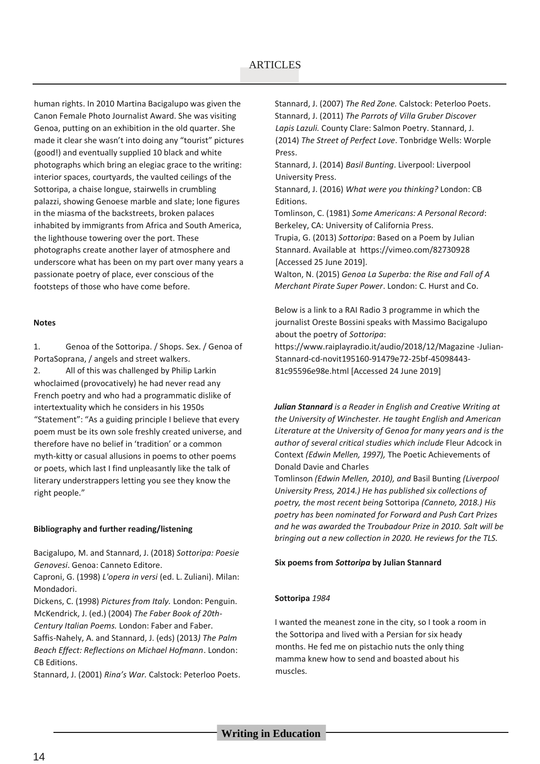human rights. In 2010 Martina Bacigalupo was given the Canon Female Photo Journalist Award. She was visiting Genoa, putting on an exhibition in the old quarter. She made it clear she wasn't into doing any "tourist" pictures (good!) and eventually supplied 10 black and white photographs which bring an elegiac grace to the writing: interior spaces, courtyards, the vaulted ceilings of the Sottoripa, a chaise longue, stairwells in crumbling palazzi, showing Genoese marble and slate; lone figures in the miasma of the backstreets, broken palaces inhabited by immigrants from Africa and South America, the lighthouse towering over the port. These photographs create another layer of atmosphere and underscore what has been on my part over many years a passionate poetry of place, ever conscious of the footsteps of those who have come before.

**Notes**

1. Genoa of the Sottoripa. / Shops. Sex. / Genoa of PortaSoprana, / angels and street walkers.
2. All of this was challenged by Philip Larkin whoclaimed (provocatively) he had never read any French poetry and who had a programmatic dislike of intertextuality which he considers in his 1950s "Statement": "As a guiding principle I believe that every poem must be its own sole freshly created universe, and therefore have no belief in 'tradition' or a common myth-kitty or casual allusions in poems to other poems or poets, which last I find unpleasantly like the talk of literary understrappers letting you see they know the right people."

**Bibliography and further reading/listening**

Bacigalupo, M. and Stannard, J. (2018) *Sottoripa: Poesie Genovesi*. Genoa: Canneto Editore.
Caproni, G. (1998) *L'opera in versi* (ed. L. Zuliani). Milan: Mondadori.
Dickens, C. (1998) *Pictures from Italy.* London: Penguin.
McKendrick, J. (ed.) (2004) *The Faber Book of 20th-Century Italian Poems.* London: Faber and Faber.
Saffis-Nahely, A. and Stannard, J. (eds) (2013*) The Palm Beach Effect: Reflections on Michael Hofmann*. London: CB Editions.
Stannard, J. (2001) *Rina's War.* Calstock: Peterloo Poets.
Stannard, J. (2007) *The Red Zone.* Calstock: Peterloo Poets.
Stannard, J. (2011) *The Parrots of Villa Gruber Discover Lapis Lazuli.* County Clare: Salmon Poetry. Stannard, J. (2014) *The Street of Perfect Love*. Tonbridge Wells: Worple Press.
Stannard, J. (2014) *Basil Bunting*. Liverpool: Liverpool University Press.
Stannard, J. (2016) *What were you thinking?* London: CB Editions.
Tomlinson, C. (1981) *Some Americans: A Personal Record*: Berkeley, CA: University of California Press.
Trupia, G. (2013) *Sottoripa*: Based on a Poem by Julian Stannard. Available at https://vimeo.com/82730928 [Accessed 25 June 2019].
Walton, N. (2015) *Genoa La Superba: the Rise and Fall of A Merchant Pirate Super Power*. London: C. Hurst and Co.

Below is a link to a RAI Radio 3 programme in which the journalist Oreste Bossini speaks with Massimo Bacigalupo about the poetry of *Sottoripa*:
https://www.raiplayradio.it/audio/2018/12/Magazine -Julian-Stannard-cd-novit195160-91479e72-25bf-45098443-81c95596e98e.html [Accessed 24 June 2019]

***Julian Stannard*** *is a Reader in English and Creative Writing at the University of Winchester. He taught English and American Literature at the University of Genoa for many years and is the author of several critical studies which include* Fleur Adcock in Context *(Edwin Mellen, 1997),* The Poetic Achievements of Donald Davie and Charles Tomlinson *(Edwin Mellen, 2010), and* Basil Bunting *(Liverpool University Press, 2014.) He has published six collections of poetry, the most recent being* Sottoripa *(Canneto, 2018.) His poetry has been nominated for Forward and Push Cart Prizes and he was awarded the Troubadour Prize in 2010. Salt will be bringing out a new collection in 2020. He reviews for the TLS.*

**Six poems from *Sottoripa* by Julian Stannard**

**Sottoripa** *1984*

I wanted the meanest zone in the city, so I took a room in the Sottoripa and lived with a Persian for six heady months. He fed me on pistachio nuts the only thing mamma knew how to send and boasted about his muscles.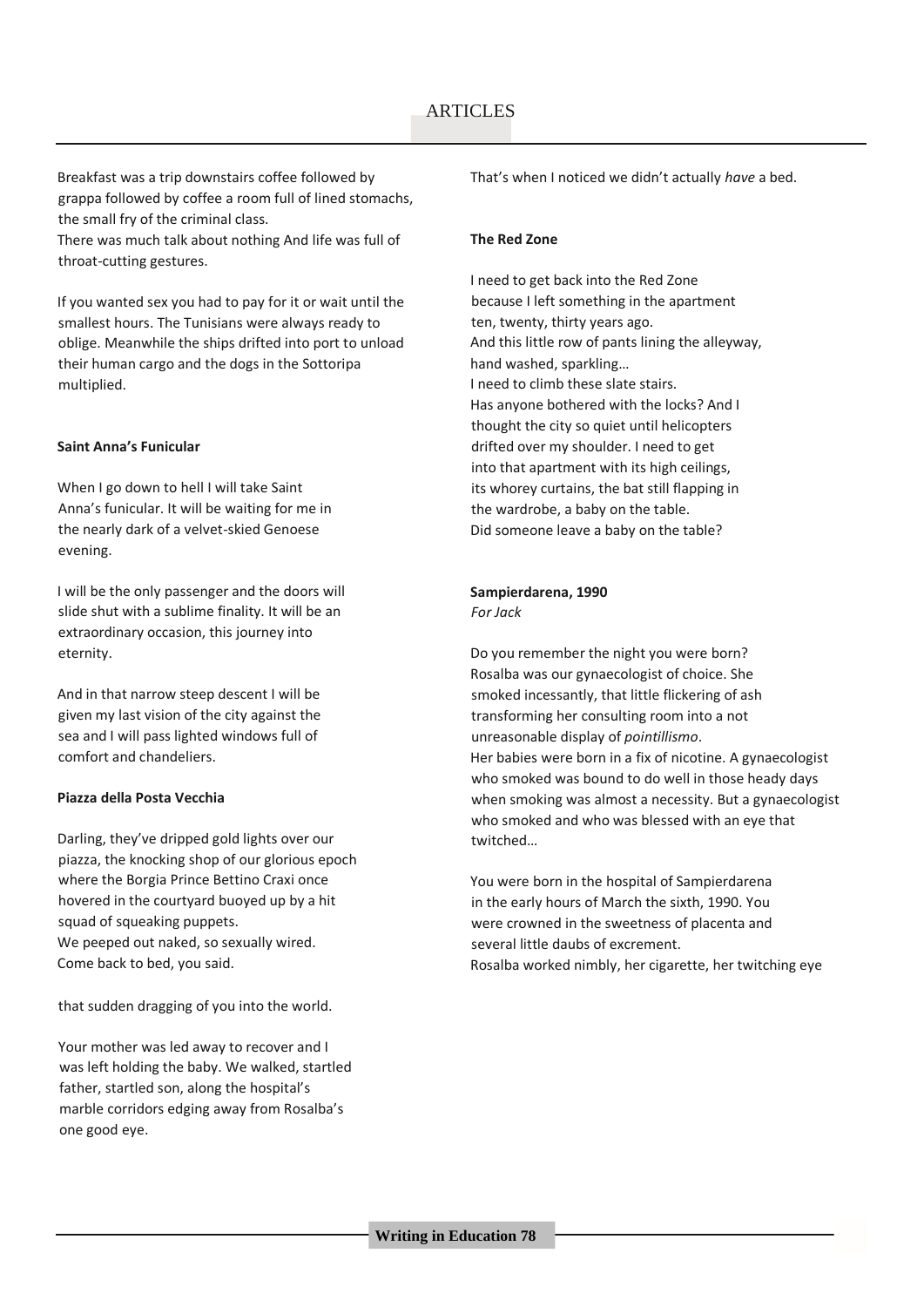Breakfast was a trip downstairs coffee followed by grappa followed by coffee a room full of lined stomachs, the small fry of the criminal class.
There was much talk about nothing And life was full of throat-cutting gestures.

If you wanted sex you had to pay for it or wait until the smallest hours. The Tunisians were always ready to oblige. Meanwhile the ships drifted into port to unload their human cargo and the dogs in the Sottoripa multiplied.

**Saint Anna's Funicular**

When I go down to hell I will take Saint Anna's funicular. It will be waiting for me in the nearly dark of a velvet-skied Genoese evening.

I will be the only passenger and the doors will slide shut with a sublime finality. It will be an extraordinary occasion, this journey into eternity.

And in that narrow steep descent I will be given my last vision of the city against the sea and I will pass lighted windows full of comfort and chandeliers.

**Piazza della Posta Vecchia**

Darling, they've dripped gold lights over our piazza, the knocking shop of our glorious epoch where the Borgia Prince Bettino Craxi once hovered in the courtyard buoyed up by a hit squad of squeaking puppets.
We peeped out naked, so sexually wired.
Come back to bed, you said.

That's when I noticed we didn't actually *have* a bed.

**The Red Zone**

I need to get back into the Red Zone
because I left something in the apartment
ten, twenty, thirty years ago.
And this little row of pants lining the alleyway,
hand washed, sparkling…
I need to climb these slate stairs.
Has anyone bothered with the locks? And I
thought the city so quiet until helicopters
drifted over my shoulder. I need to get
into that apartment with its high ceilings,
its whorey curtains, the bat still flapping in
the wardrobe, a baby on the table.
Did someone leave a baby on the table?

**Sampierdarena, 1990**
*For Jack*

Do you remember the night you were born?
Rosalba was our gynaecologist of choice. She
smoked incessantly, that little flickering of ash
transforming her consulting room into a not
unreasonable display of *pointillismo*.
Her babies were born in a fix of nicotine. A gynaecologist
who smoked was bound to do well in those heady days
when smoking was almost a necessity. But a gynaecologist
who smoked and who was blessed with an eye that
twitched…

You were born in the hospital of Sampierdarena
in the early hours of March the sixth, 1990. You
were crowned in the sweetness of placenta and
several little daubs of excrement.
Rosalba worked nimbly, her cigarette, her twitching eye

that sudden dragging of you into the world.

Your mother was led away to recover and I
was left holding the baby. We walked, startled
father, startled son, along the hospital's
marble corridors edging away from Rosalba's
one good eye.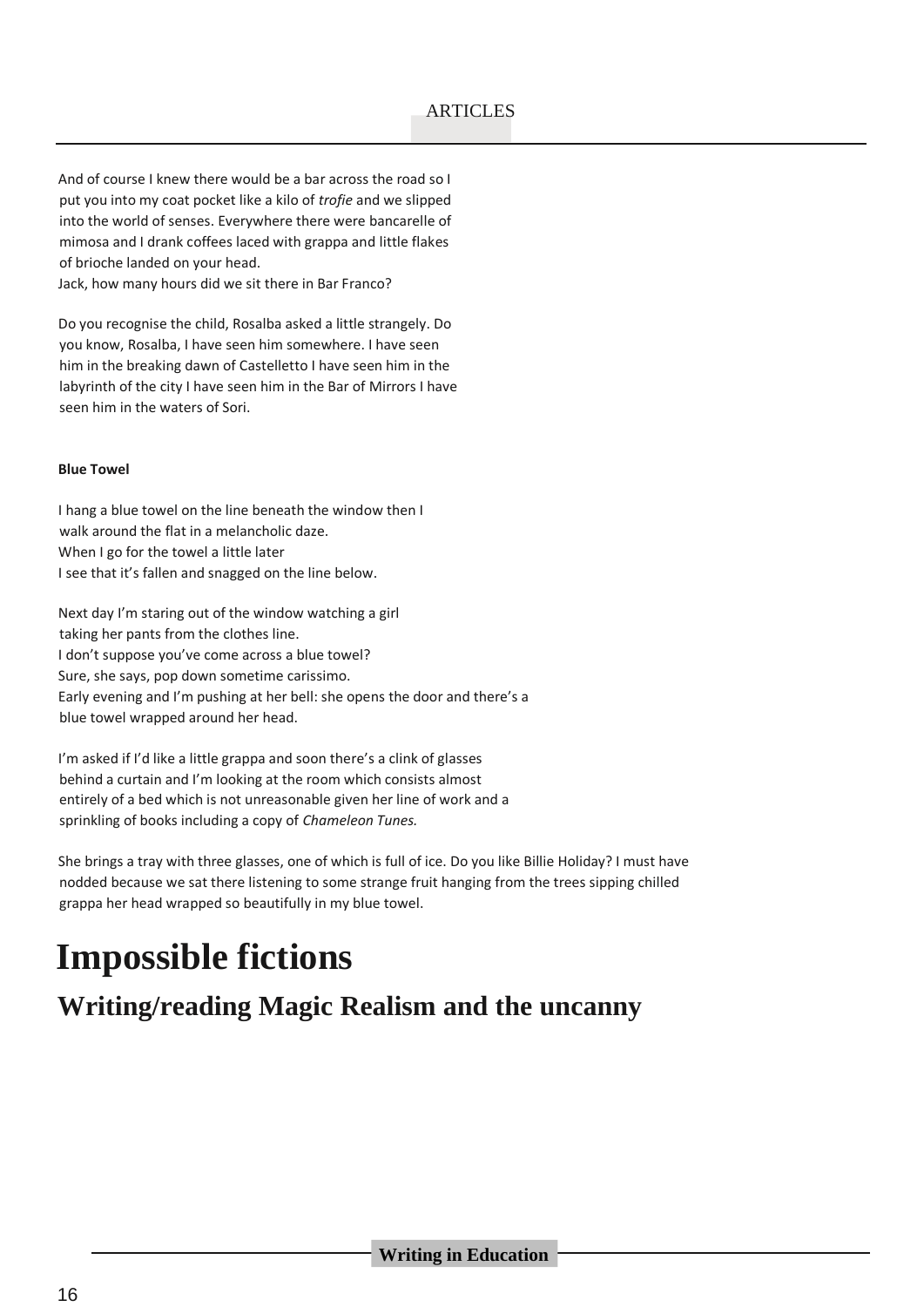And of course I knew there would be a bar across the road so I put you into my coat pocket like a kilo of *trofie* and we slipped into the world of senses. Everywhere there were bancarelle of mimosa and I drank coffees laced with grappa and little flakes of brioche landed on your head.
Jack, how many hours did we sit there in Bar Franco?

Do you recognise the child, Rosalba asked a little strangely. Do you know, Rosalba, I have seen him somewhere. I have seen him in the breaking dawn of Castelletto I have seen him in the labyrinth of the city I have seen him in the Bar of Mirrors I have seen him in the waters of Sori.

**Blue Towel**

I hang a blue towel on the line beneath the window then I walk around the flat in a melancholic daze.
When I go for the towel a little later
I see that it's fallen and snagged on the line below.

Next day I'm staring out of the window watching a girl taking her pants from the clothes line.
I don't suppose you've come across a blue towel?
Sure, she says, pop down sometime carissimo.
Early evening and I'm pushing at her bell: she opens the door and there's a blue towel wrapped around her head.

I'm asked if I'd like a little grappa and soon there's a clink of glasses behind a curtain and I'm looking at the room which consists almost entirely of a bed which is not unreasonable given her line of work and a sprinkling of books including a copy of *Chameleon Tunes.*

She brings a tray with three glasses, one of which is full of ice. Do you like Billie Holiday? I must have nodded because we sat there listening to some strange fruit hanging from the trees sipping chilled grappa her head wrapped so beautifully in my blue towel.

# Impossible fictions

## Writing/reading Magic Realism and the uncanny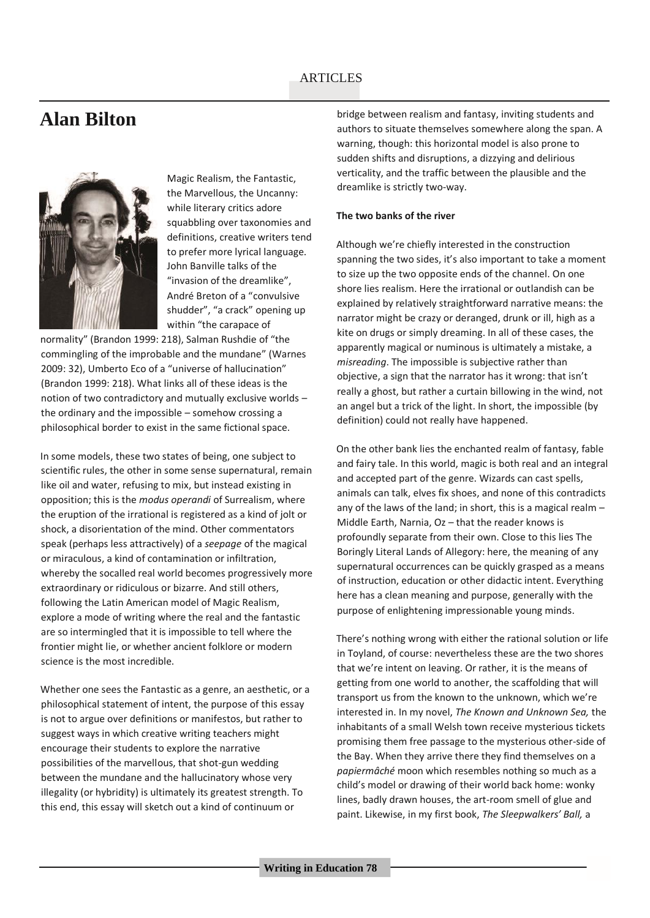# Alan Bilton

Magic Realism, the Fantastic, the Marvellous, the Uncanny: while literary critics adore squabbling over taxonomies and definitions, creative writers tend to prefer more lyrical language. John Banville talks of the "invasion of the dreamlike", André Breton of a "convulsive shudder", "a crack" opening up within "the carapace of normality" (Brandon 1999: 218), Salman Rushdie of "the commingling of the improbable and the mundane" (Warnes 2009: 32), Umberto Eco of a "universe of hallucination" (Brandon 1999: 218). What links all of these ideas is the notion of two contradictory and mutually exclusive worlds – the ordinary and the impossible – somehow crossing a philosophical border to exist in the same fictional space.

In some models, these two states of being, one subject to scientific rules, the other in some sense supernatural, remain like oil and water, refusing to mix, but instead existing in opposition; this is the *modus operandi* of Surrealism, where the eruption of the irrational is registered as a kind of jolt or shock, a disorientation of the mind. Other commentators speak (perhaps less attractively) of a *seepage* of the magical or miraculous, a kind of contamination or infiltration, whereby the socalled real world becomes progressively more extraordinary or ridiculous or bizarre. And still others, following the Latin American model of Magic Realism, explore a mode of writing where the real and the fantastic are so intermingled that it is impossible to tell where the frontier might lie, or whether ancient folklore or modern science is the most incredible.

Whether one sees the Fantastic as a genre, an aesthetic, or a philosophical statement of intent, the purpose of this essay is not to argue over definitions or manifestos, but rather to suggest ways in which creative writing teachers might encourage their students to explore the narrative possibilities of the marvellous, that shot-gun wedding between the mundane and the hallucinatory whose very illegality (or hybridity) is ultimately its greatest strength. To this end, this essay will sketch out a kind of continuum or bridge between realism and fantasy, inviting students and authors to situate themselves somewhere along the span. A warning, though: this horizontal model is also prone to sudden shifts and disruptions, a dizzying and delirious verticality, and the traffic between the plausible and the dreamlike is strictly two-way.

**The two banks of the river**

Although we're chiefly interested in the construction spanning the two sides, it's also important to take a moment to size up the two opposite ends of the channel. On one shore lies realism. Here the irrational or outlandish can be explained by relatively straightforward narrative means: the narrator might be crazy or deranged, drunk or ill, high as a kite on drugs or simply dreaming. In all of these cases, the apparently magical or numinous is ultimately a mistake, a *misreading*. The impossible is subjective rather than objective, a sign that the narrator has it wrong: that isn't really a ghost, but rather a curtain billowing in the wind, not an angel but a trick of the light. In short, the impossible (by definition) could not really have happened.

On the other bank lies the enchanted realm of fantasy, fable and fairy tale. In this world, magic is both real and an integral and accepted part of the genre. Wizards can cast spells, animals can talk, elves fix shoes, and none of this contradicts any of the laws of the land; in short, this is a magical realm – Middle Earth, Narnia, Oz – that the reader knows is profoundly separate from their own. Close to this lies The Boringly Literal Lands of Allegory: here, the meaning of any supernatural occurrences can be quickly grasped as a means of instruction, education or other didactic intent. Everything here has a clean meaning and purpose, generally with the purpose of enlightening impressionable young minds.

There's nothing wrong with either the rational solution or life in Toyland, of course: nevertheless these are the two shores that we're intent on leaving. Or rather, it is the means of getting from one world to another, the scaffolding that will transport us from the known to the unknown, which we're interested in. In my novel, *The Known and Unknown Sea,* the inhabitants of a small Welsh town receive mysterious tickets promising them free passage to the mysterious other-side of the Bay. When they arrive there they find themselves on a *papiermâché* moon which resembles nothing so much as a child's model or drawing of their world back home: wonky lines, badly drawn houses, the art-room smell of glue and paint. Likewise, in my first book, *The Sleepwalkers' Ball,* a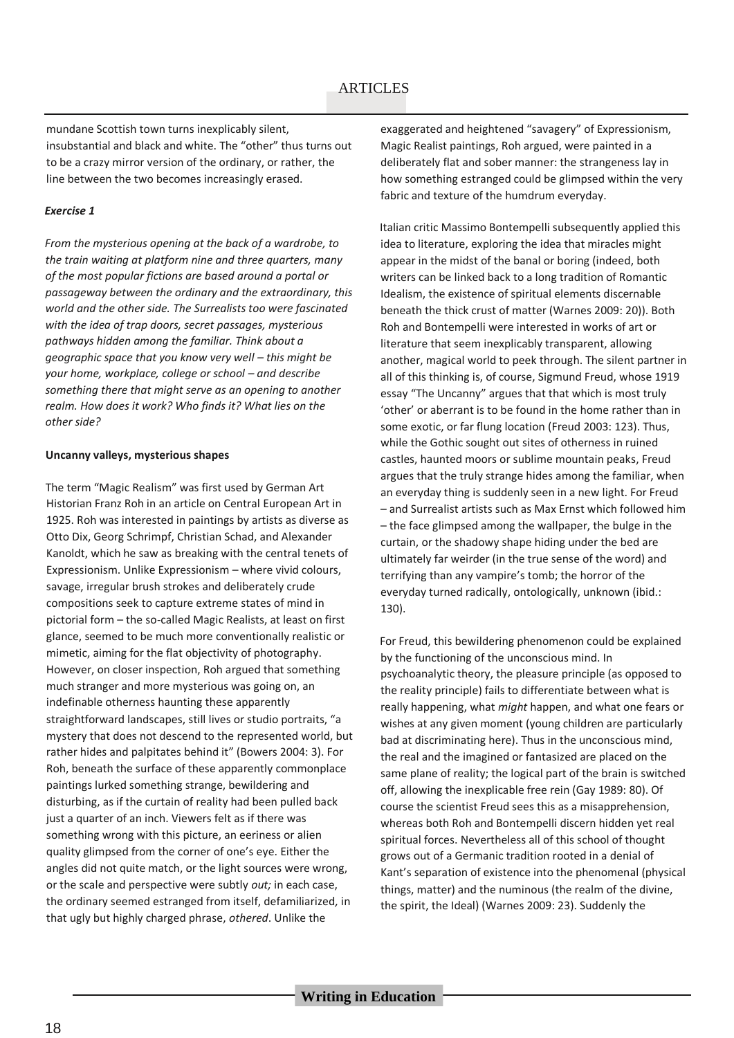mundane Scottish town turns inexplicably silent, insubstantial and black and white. The "other" thus turns out to be a crazy mirror version of the ordinary, or rather, the line between the two becomes increasingly erased.

***Exercise 1***

*From the mysterious opening at the back of a wardrobe, to the train waiting at platform nine and three quarters, many of the most popular fictions are based around a portal or passageway between the ordinary and the extraordinary, this world and the other side. The Surrealists too were fascinated with the idea of trap doors, secret passages, mysterious pathways hidden among the familiar. Think about a geographic space that you know very well – this might be your home, workplace, college or school – and describe something there that might serve as an opening to another realm. How does it work? Who finds it? What lies on the other side?*

**Uncanny valleys, mysterious shapes**

The term "Magic Realism" was first used by German Art Historian Franz Roh in an article on Central European Art in 1925. Roh was interested in paintings by artists as diverse as Otto Dix, Georg Schrimpf, Christian Schad, and Alexander Kanoldt, which he saw as breaking with the central tenets of Expressionism. Unlike Expressionism – where vivid colours, savage, irregular brush strokes and deliberately crude compositions seek to capture extreme states of mind in pictorial form – the so-called Magic Realists, at least on first glance, seemed to be much more conventionally realistic or mimetic, aiming for the flat objectivity of photography. However, on closer inspection, Roh argued that something much stranger and more mysterious was going on, an indefinable otherness haunting these apparently straightforward landscapes, still lives or studio portraits, "a mystery that does not descend to the represented world, but rather hides and palpitates behind it" (Bowers 2004: 3). For Roh, beneath the surface of these apparently commonplace paintings lurked something strange, bewildering and disturbing, as if the curtain of reality had been pulled back just a quarter of an inch. Viewers felt as if there was something wrong with this picture, an eeriness or alien quality glimpsed from the corner of one's eye. Either the angles did not quite match, or the light sources were wrong, or the scale and perspective were subtly *out;* in each case, the ordinary seemed estranged from itself, defamiliarized, in that ugly but highly charged phrase, *othered*. Unlike the exaggerated and heightened "savagery" of Expressionism, Magic Realist paintings, Roh argued, were painted in a deliberately flat and sober manner: the strangeness lay in how something estranged could be glimpsed within the very fabric and texture of the humdrum everyday.

Italian critic Massimo Bontempelli subsequently applied this idea to literature, exploring the idea that miracles might appear in the midst of the banal or boring (indeed, both writers can be linked back to a long tradition of Romantic Idealism, the existence of spiritual elements discernable beneath the thick crust of matter (Warnes 2009: 20)). Both Roh and Bontempelli were interested in works of art or literature that seem inexplicably transparent, allowing another, magical world to peek through. The silent partner in all of this thinking is, of course, Sigmund Freud, whose 1919 essay "The Uncanny" argues that that which is most truly 'other' or aberrant is to be found in the home rather than in some exotic, or far flung location (Freud 2003: 123). Thus, while the Gothic sought out sites of otherness in ruined castles, haunted moors or sublime mountain peaks, Freud argues that the truly strange hides among the familiar, when an everyday thing is suddenly seen in a new light. For Freud – and Surrealist artists such as Max Ernst which followed him – the face glimpsed among the wallpaper, the bulge in the curtain, or the shadowy shape hiding under the bed are ultimately far weirder (in the true sense of the word) and terrifying than any vampire's tomb; the horror of the everyday turned radically, ontologically, unknown (ibid.: 130).

For Freud, this bewildering phenomenon could be explained by the functioning of the unconscious mind. In psychoanalytic theory, the pleasure principle (as opposed to the reality principle) fails to differentiate between what is really happening, what *might* happen, and what one fears or wishes at any given moment (young children are particularly bad at discriminating here). Thus in the unconscious mind, the real and the imagined or fantasized are placed on the same plane of reality; the logical part of the brain is switched off, allowing the inexplicable free rein (Gay 1989: 80). Of course the scientist Freud sees this as a misapprehension, whereas both Roh and Bontempelli discern hidden yet real spiritual forces. Nevertheless all of this school of thought grows out of a Germanic tradition rooted in a denial of Kant's separation of existence into the phenomenal (physical things, matter) and the numinous (the realm of the divine, the spirit, the Ideal) (Warnes 2009: 23). Suddenly the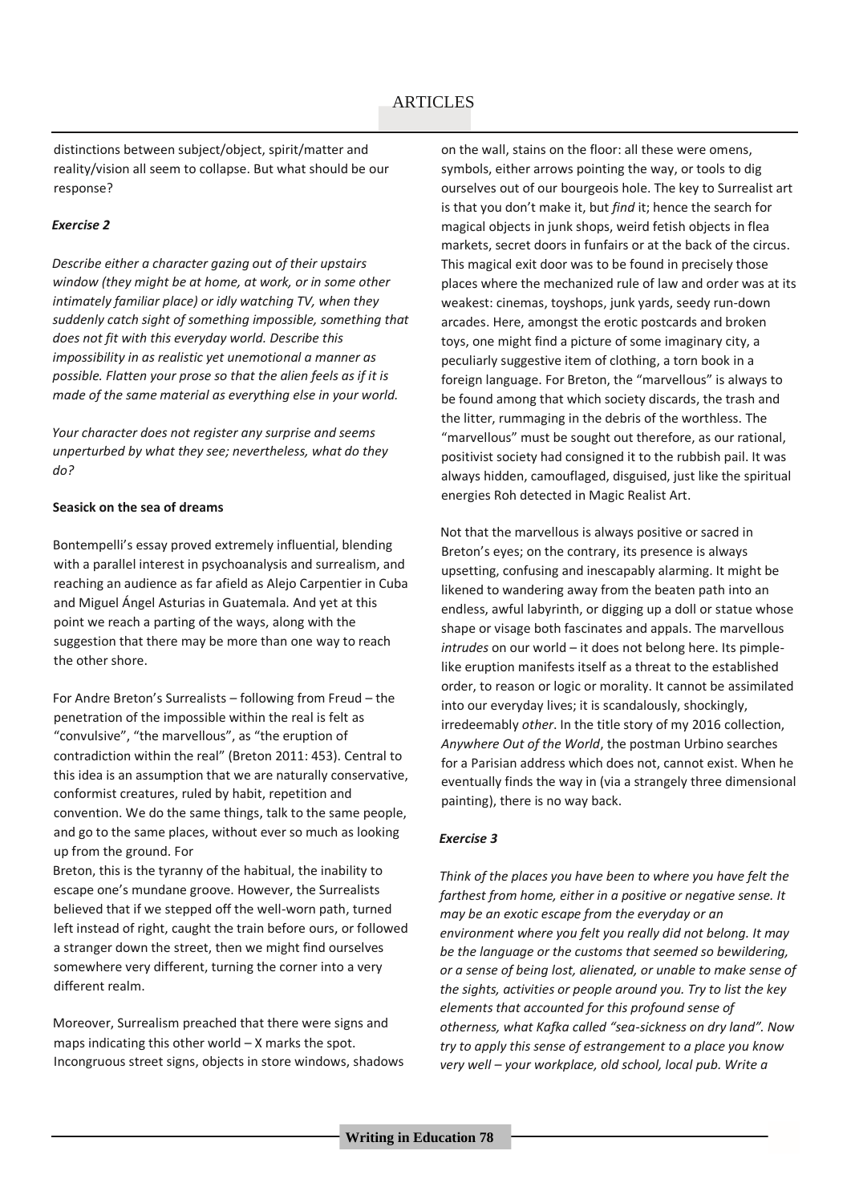distinctions between subject/object, spirit/matter and reality/vision all seem to collapse. But what should be our response?

***Exercise 2***

*Describe either a character gazing out of their upstairs window (they might be at home, at work, or in some other intimately familiar place) or idly watching TV, when they suddenly catch sight of something impossible, something that does not fit with this everyday world. Describe this impossibility in as realistic yet unemotional a manner as possible. Flatten your prose so that the alien feels as if it is made of the same material as everything else in your world.*

*Your character does not register any surprise and seems unperturbed by what they see; nevertheless, what do they do?*

**Seasick on the sea of dreams**

Bontempelli's essay proved extremely influential, blending with a parallel interest in psychoanalysis and surrealism, and reaching an audience as far afield as Alejo Carpentier in Cuba and Miguel Ángel Asturias in Guatemala. And yet at this point we reach a parting of the ways, along with the suggestion that there may be more than one way to reach the other shore.

For Andre Breton's Surrealists – following from Freud – the penetration of the impossible within the real is felt as "convulsive", "the marvellous", as "the eruption of contradiction within the real" (Breton 2011: 453). Central to this idea is an assumption that we are naturally conservative, conformist creatures, ruled by habit, repetition and convention. We do the same things, talk to the same people, and go to the same places, without ever so much as looking up from the ground. For Breton, this is the tyranny of the habitual, the inability to escape one's mundane groove. However, the Surrealists believed that if we stepped off the well-worn path, turned left instead of right, caught the train before ours, or followed a stranger down the street, then we might find ourselves somewhere very different, turning the corner into a very different realm.

Moreover, Surrealism preached that there were signs and maps indicating this other world – X marks the spot. Incongruous street signs, objects in store windows, shadows on the wall, stains on the floor: all these were omens, symbols, either arrows pointing the way, or tools to dig ourselves out of our bourgeois hole. The key to Surrealist art is that you don't make it, but *find* it; hence the search for magical objects in junk shops, weird fetish objects in flea markets, secret doors in funfairs or at the back of the circus. This magical exit door was to be found in precisely those places where the mechanized rule of law and order was at its weakest: cinemas, toyshops, junk yards, seedy run-down arcades. Here, amongst the erotic postcards and broken toys, one might find a picture of some imaginary city, a peculiarly suggestive item of clothing, a torn book in a foreign language. For Breton, the "marvellous" is always to be found among that which society discards, the trash and the litter, rummaging in the debris of the worthless. The "marvellous" must be sought out therefore, as our rational, positivist society had consigned it to the rubbish pail. It was always hidden, camouflaged, disguised, just like the spiritual energies Roh detected in Magic Realist Art.

Not that the marvellous is always positive or sacred in Breton's eyes; on the contrary, its presence is always upsetting, confusing and inescapably alarming. It might be likened to wandering away from the beaten path into an endless, awful labyrinth, or digging up a doll or statue whose shape or visage both fascinates and appals. The marvellous *intrudes* on our world – it does not belong here. Its pimple-like eruption manifests itself as a threat to the established order, to reason or logic or morality. It cannot be assimilated into our everyday lives; it is scandalously, shockingly, irredeemably *other*. In the title story of my 2016 collection, *Anywhere Out of the World*, the postman Urbino searches for a Parisian address which does not, cannot exist. When he eventually finds the way in (via a strangely three dimensional painting), there is no way back.

***Exercise 3***

*Think of the places you have been to where you have felt the farthest from home, either in a positive or negative sense. It may be an exotic escape from the everyday or an environment where you felt you really did not belong. It may be the language or the customs that seemed so bewildering, or a sense of being lost, alienated, or unable to make sense of the sights, activities or people around you. Try to list the key elements that accounted for this profound sense of otherness, what Kafka called "sea-sickness on dry land". Now try to apply this sense of estrangement to a place you know very well – your workplace, old school, local pub. Write a*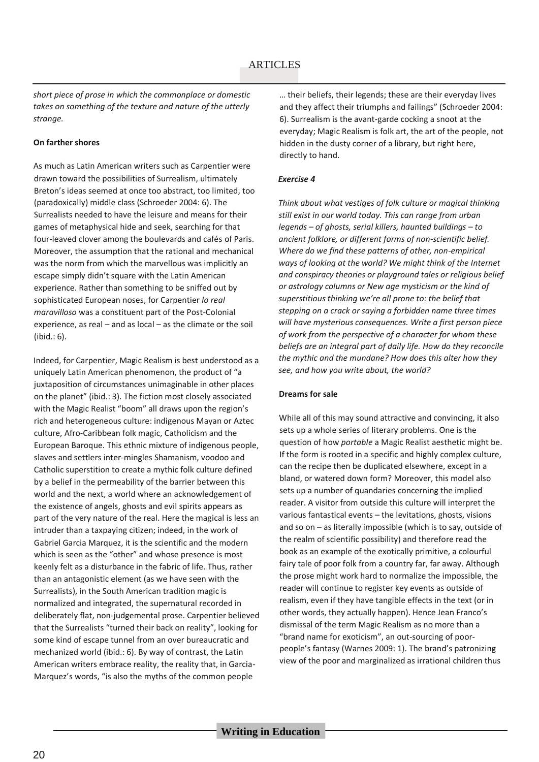*short piece of prose in which the commonplace or domestic takes on something of the texture and nature of the utterly strange.*

**On farther shores**

As much as Latin American writers such as Carpentier were drawn toward the possibilities of Surrealism, ultimately Breton's ideas seemed at once too abstract, too limited, too (paradoxically) middle class (Schroeder 2004: 6). The Surrealists needed to have the leisure and means for their games of metaphysical hide and seek, searching for that four-leaved clover among the boulevards and cafés of Paris. Moreover, the assumption that the rational and mechanical was the norm from which the marvellous was implicitly an escape simply didn't square with the Latin American experience. Rather than something to be sniffed out by sophisticated European noses, for Carpentier *lo real maravilloso* was a constituent part of the Post-Colonial experience, as real – and as local – as the climate or the soil (ibid.: 6).

Indeed, for Carpentier, Magic Realism is best understood as a uniquely Latin American phenomenon, the product of "a juxtaposition of circumstances unimaginable in other places on the planet" (ibid.: 3). The fiction most closely associated with the Magic Realist "boom" all draws upon the region's rich and heterogeneous culture: indigenous Mayan or Aztec culture, Afro-Caribbean folk magic, Catholicism and the European Baroque. This ethnic mixture of indigenous people, slaves and settlers inter-mingles Shamanism, voodoo and Catholic superstition to create a mythic folk culture defined by a belief in the permeability of the barrier between this world and the next, a world where an acknowledgement of the existence of angels, ghosts and evil spirits appears as part of the very nature of the real. Here the magical is less an intruder than a taxpaying citizen; indeed, in the work of Gabriel Garcia Marquez, it is the scientific and the modern which is seen as the "other" and whose presence is most keenly felt as a disturbance in the fabric of life. Thus, rather than an antagonistic element (as we have seen with the Surrealists), in the South American tradition magic is normalized and integrated, the supernatural recorded in deliberately flat, non-judgemental prose. Carpentier believed that the Surrealists "turned their back on reality", looking for some kind of escape tunnel from an over bureaucratic and mechanized world (ibid.: 6). By way of contrast, the Latin American writers embrace reality, the reality that, in Garcia-Marquez's words, "is also the myths of the common people … their beliefs, their legends; these are their everyday lives and they affect their triumphs and failings" (Schroeder 2004: 6). Surrealism is the avant-garde cocking a snoot at the everyday; Magic Realism is folk art, the art of the people, not hidden in the dusty corner of a library, but right here, directly to hand.

***Exercise 4***

*Think about what vestiges of folk culture or magical thinking still exist in our world today. This can range from urban legends – of ghosts, serial killers, haunted buildings – to ancient folklore, or different forms of non-scientific belief. Where do we find these patterns of other, non-empirical ways of looking at the world? We might think of the Internet and conspiracy theories or playground tales or religious belief or astrology columns or New age mysticism or the kind of superstitious thinking we're all prone to: the belief that stepping on a crack or saying a forbidden name three times will have mysterious consequences. Write a first person piece of work from the perspective of a character for whom these beliefs are an integral part of daily life. How do they reconcile the mythic and the mundane? How does this alter how they see, and how you write about, the world?*

**Dreams for sale**

While all of this may sound attractive and convincing, it also sets up a whole series of literary problems. One is the question of how *portable* a Magic Realist aesthetic might be. If the form is rooted in a specific and highly complex culture, can the recipe then be duplicated elsewhere, except in a bland, or watered down form? Moreover, this model also sets up a number of quandaries concerning the implied reader. A visitor from outside this culture will interpret the various fantastical events – the levitations, ghosts, visions and so on – as literally impossible (which is to say, outside of the realm of scientific possibility) and therefore read the book as an example of the exotically primitive, a colourful fairy tale of poor folk from a country far, far away. Although the prose might work hard to normalize the impossible, the reader will continue to register key events as outside of realism, even if they have tangible effects in the text (or in other words, they actually happen). Hence Jean Franco's dismissal of the term Magic Realism as no more than a "brand name for exoticism", an out-sourcing of poor-people's fantasy (Warnes 2009: 1). The brand's patronizing view of the poor and marginalized as irrational children thus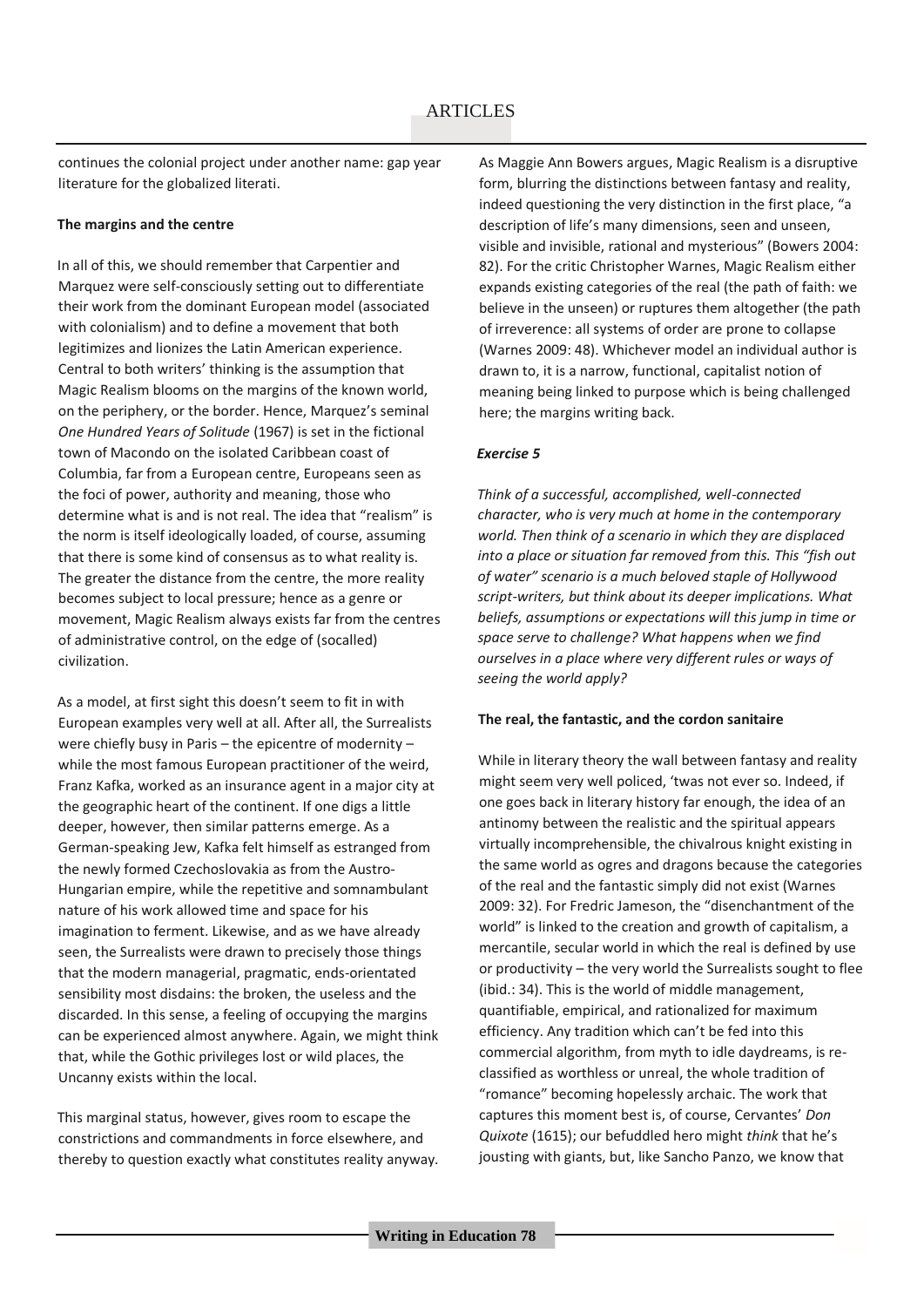continues the colonial project under another name: gap year literature for the globalized literati.

**The margins and the centre**

In all of this, we should remember that Carpentier and Marquez were self-consciously setting out to differentiate their work from the dominant European model (associated with colonialism) and to define a movement that both legitimizes and lionizes the Latin American experience. Central to both writers' thinking is the assumption that Magic Realism blooms on the margins of the known world, on the periphery, or the border. Hence, Marquez's seminal *One Hundred Years of Solitude* (1967) is set in the fictional town of Macondo on the isolated Caribbean coast of Columbia, far from a European centre, Europeans seen as the foci of power, authority and meaning, those who determine what is and is not real. The idea that "realism" is the norm is itself ideologically loaded, of course, assuming that there is some kind of consensus as to what reality is. The greater the distance from the centre, the more reality becomes subject to local pressure; hence as a genre or movement, Magic Realism always exists far from the centres of administrative control, on the edge of (socalled) civilization.

As a model, at first sight this doesn't seem to fit in with European examples very well at all. After all, the Surrealists were chiefly busy in Paris – the epicentre of modernity – while the most famous European practitioner of the weird, Franz Kafka, worked as an insurance agent in a major city at the geographic heart of the continent. If one digs a little deeper, however, then similar patterns emerge. As a German-speaking Jew, Kafka felt himself as estranged from the newly formed Czechoslovakia as from the Austro-Hungarian empire, while the repetitive and somnambulant nature of his work allowed time and space for his imagination to ferment. Likewise, and as we have already seen, the Surrealists were drawn to precisely those things that the modern managerial, pragmatic, ends-orientated sensibility most disdains: the broken, the useless and the discarded. In this sense, a feeling of occupying the margins can be experienced almost anywhere. Again, we might think that, while the Gothic privileges lost or wild places, the Uncanny exists within the local.

This marginal status, however, gives room to escape the constrictions and commandments in force elsewhere, and thereby to question exactly what constitutes reality anyway. As Maggie Ann Bowers argues, Magic Realism is a disruptive form, blurring the distinctions between fantasy and reality, indeed questioning the very distinction in the first place, "a description of life's many dimensions, seen and unseen, visible and invisible, rational and mysterious" (Bowers 2004: 82). For the critic Christopher Warnes, Magic Realism either expands existing categories of the real (the path of faith: we believe in the unseen) or ruptures them altogether (the path of irreverence: all systems of order are prone to collapse (Warnes 2009: 48). Whichever model an individual author is drawn to, it is a narrow, functional, capitalist notion of meaning being linked to purpose which is being challenged here; the margins writing back.

***Exercise 5***

*Think of a successful, accomplished, well-connected character, who is very much at home in the contemporary world. Then think of a scenario in which they are displaced into a place or situation far removed from this. This "fish out of water" scenario is a much beloved staple of Hollywood script-writers, but think about its deeper implications. What beliefs, assumptions or expectations will this jump in time or space serve to challenge? What happens when we find ourselves in a place where very different rules or ways of seeing the world apply?*

**The real, the fantastic, and the cordon sanitaire**

While in literary theory the wall between fantasy and reality might seem very well policed, 'twas not ever so. Indeed, if one goes back in literary history far enough, the idea of an antinomy between the realistic and the spiritual appears virtually incomprehensible, the chivalrous knight existing in the same world as ogres and dragons because the categories of the real and the fantastic simply did not exist (Warnes 2009: 32). For Fredric Jameson, the "disenchantment of the world" is linked to the creation and growth of capitalism, a mercantile, secular world in which the real is defined by use or productivity – the very world the Surrealists sought to flee (ibid.: 34). This is the world of middle management, quantifiable, empirical, and rationalized for maximum efficiency. Any tradition which can't be fed into this commercial algorithm, from myth to idle daydreams, is re-classified as worthless or unreal, the whole tradition of "romance" becoming hopelessly archaic. The work that captures this moment best is, of course, Cervantes' *Don Quixote* (1615); our befuddled hero might *think* that he's jousting with giants, but, like Sancho Panzo, we know that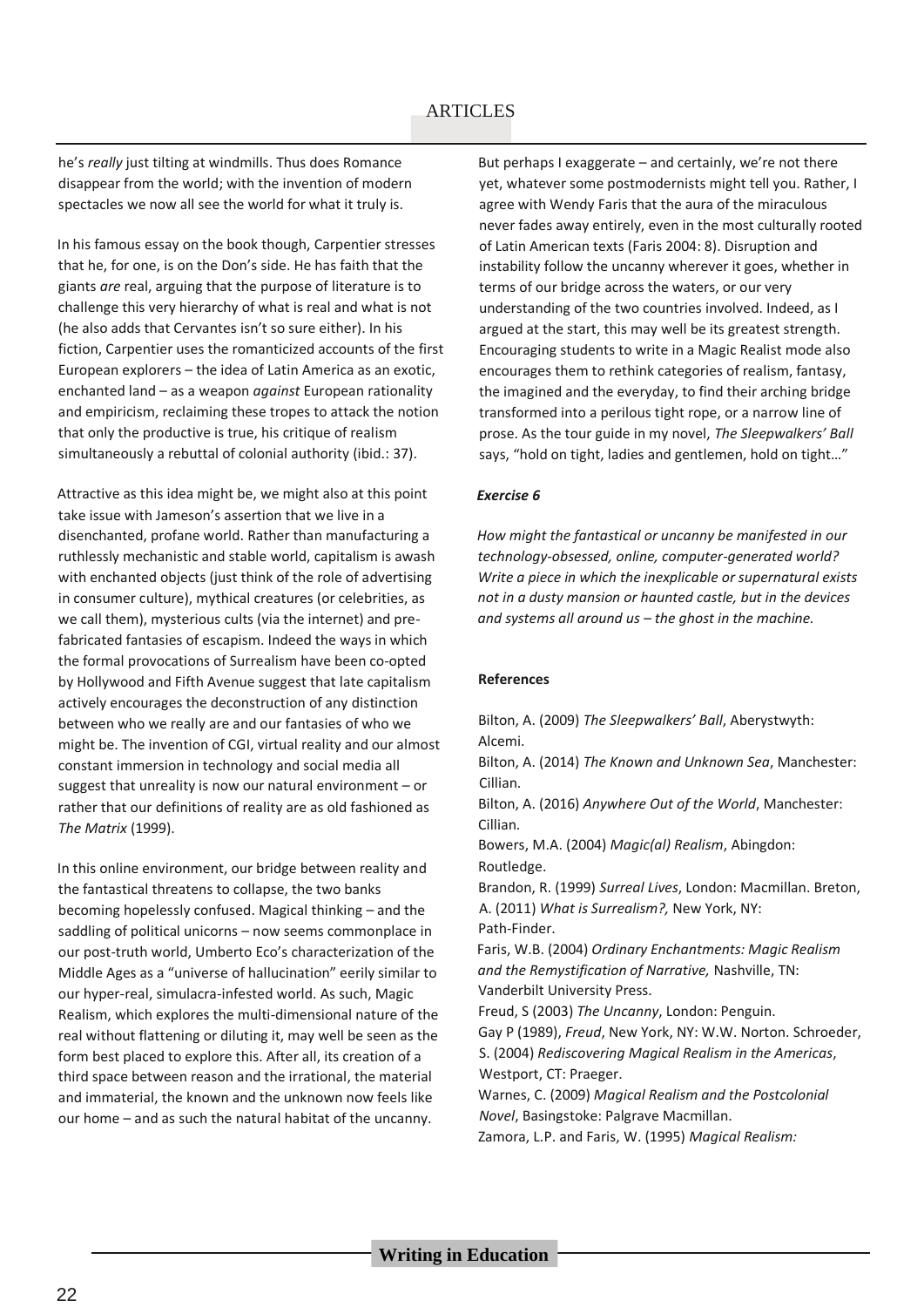he's *really* just tilting at windmills. Thus does Romance disappear from the world; with the invention of modern spectacles we now all see the world for what it truly is.

In his famous essay on the book though, Carpentier stresses that he, for one, is on the Don's side. He has faith that the giants *are* real, arguing that the purpose of literature is to challenge this very hierarchy of what is real and what is not (he also adds that Cervantes isn't so sure either). In his fiction, Carpentier uses the romanticized accounts of the first European explorers – the idea of Latin America as an exotic, enchanted land – as a weapon *against* European rationality and empiricism, reclaiming these tropes to attack the notion that only the productive is true, his critique of realism simultaneously a rebuttal of colonial authority (ibid.: 37).

Attractive as this idea might be, we might also at this point take issue with Jameson's assertion that we live in a disenchanted, profane world. Rather than manufacturing a ruthlessly mechanistic and stable world, capitalism is awash with enchanted objects (just think of the role of advertising in consumer culture), mythical creatures (or celebrities, as we call them), mysterious cults (via the internet) and pre-fabricated fantasies of escapism. Indeed the ways in which the formal provocations of Surrealism have been co-opted by Hollywood and Fifth Avenue suggest that late capitalism actively encourages the deconstruction of any distinction between who we really are and our fantasies of who we might be. The invention of CGI, virtual reality and our almost constant immersion in technology and social media all suggest that unreality is now our natural environment – or rather that our definitions of reality are as old fashioned as *The Matrix* (1999).

In this online environment, our bridge between reality and the fantastical threatens to collapse, the two banks becoming hopelessly confused. Magical thinking – and the saddling of political unicorns – now seems commonplace in our post-truth world, Umberto Eco's characterization of the Middle Ages as a "universe of hallucination" eerily similar to our hyper-real, simulacra-infested world. As such, Magic Realism, which explores the multi-dimensional nature of the real without flattening or diluting it, may well be seen as the form best placed to explore this. After all, its creation of a third space between reason and the irrational, the material and immaterial, the known and the unknown now feels like our home – and as such the natural habitat of the uncanny.

But perhaps I exaggerate – and certainly, we're not there yet, whatever some postmodernists might tell you. Rather, I agree with Wendy Faris that the aura of the miraculous never fades away entirely, even in the most culturally rooted of Latin American texts (Faris 2004: 8). Disruption and instability follow the uncanny wherever it goes, whether in terms of our bridge across the waters, or our very understanding of the two countries involved. Indeed, as I argued at the start, this may well be its greatest strength. Encouraging students to write in a Magic Realist mode also encourages them to rethink categories of realism, fantasy, the imagined and the everyday, to find their arching bridge transformed into a perilous tight rope, or a narrow line of prose. As the tour guide in my novel, *The Sleepwalkers' Ball* says, "hold on tight, ladies and gentlemen, hold on tight…"

***Exercise 6***

*How might the fantastical or uncanny be manifested in our technology-obsessed, online, computer-generated world? Write a piece in which the inexplicable or supernatural exists not in a dusty mansion or haunted castle, but in the devices and systems all around us – the ghost in the machine.*

**References**

Bilton, A. (2009) *The Sleepwalkers' Ball*, Aberystwyth: Alcemi.

Bilton, A. (2014) *The Known and Unknown Sea*, Manchester: Cillian.

Bilton, A. (2016) *Anywhere Out of the World*, Manchester: Cillian.

Bowers, M.A. (2004) *Magic(al) Realism*, Abingdon: Routledge.

Brandon, R. (1999) *Surreal Lives*, London: Macmillan.

Breton, A. (2011) *What is Surrealism?,* New York, NY: Path-Finder.

Faris, W.B. (2004) *Ordinary Enchantments: Magic Realism and the Remystification of Narrative,* Nashville, TN: Vanderbilt University Press.

Freud, S (2003) *The Uncanny*, London: Penguin.

Gay P (1989), *Freud*, New York, NY: W.W. Norton.

Schroeder, S. (2004) *Rediscovering Magical Realism in the Americas*, Westport, CT: Praeger.

Warnes, C. (2009) *Magical Realism and the Postcolonial Novel*, Basingstoke: Palgrave Macmillan.

Zamora, L.P. and Faris, W. (1995) *Magical Realism:*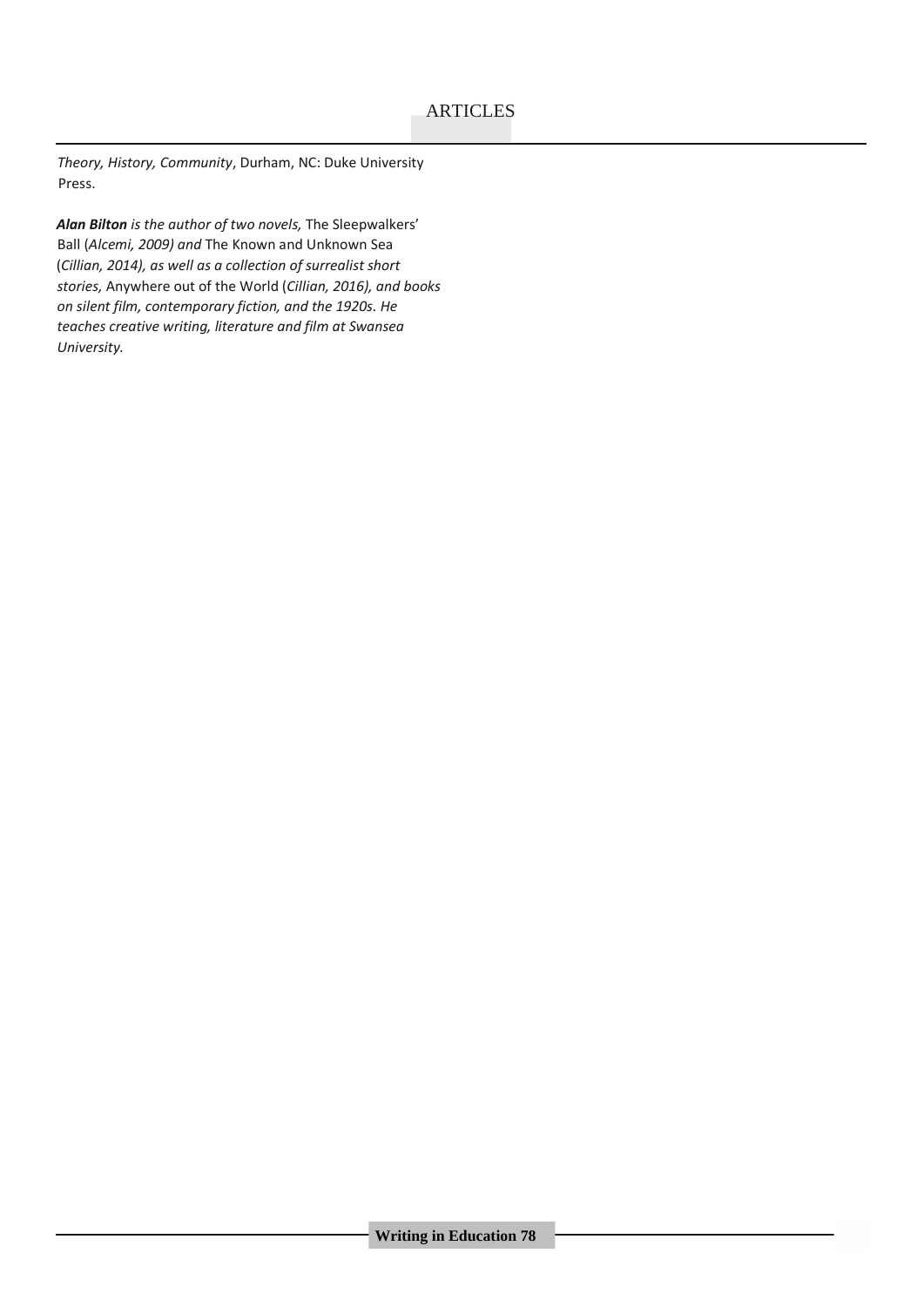*Theory, History, Community*, Durham, NC: Duke University Press.

***Alan Bilton** is the author of two novels,* The Sleepwalkers' Ball *(Alcemi, 2009) and* The Known and Unknown Sea *(Cillian, 2014), as well as a collection of surrealist short stories,* Anywhere out of the World *(Cillian, 2016), and books on silent film, contemporary fiction, and the 1920s. He teaches creative writing, literature and film at Swansea University.*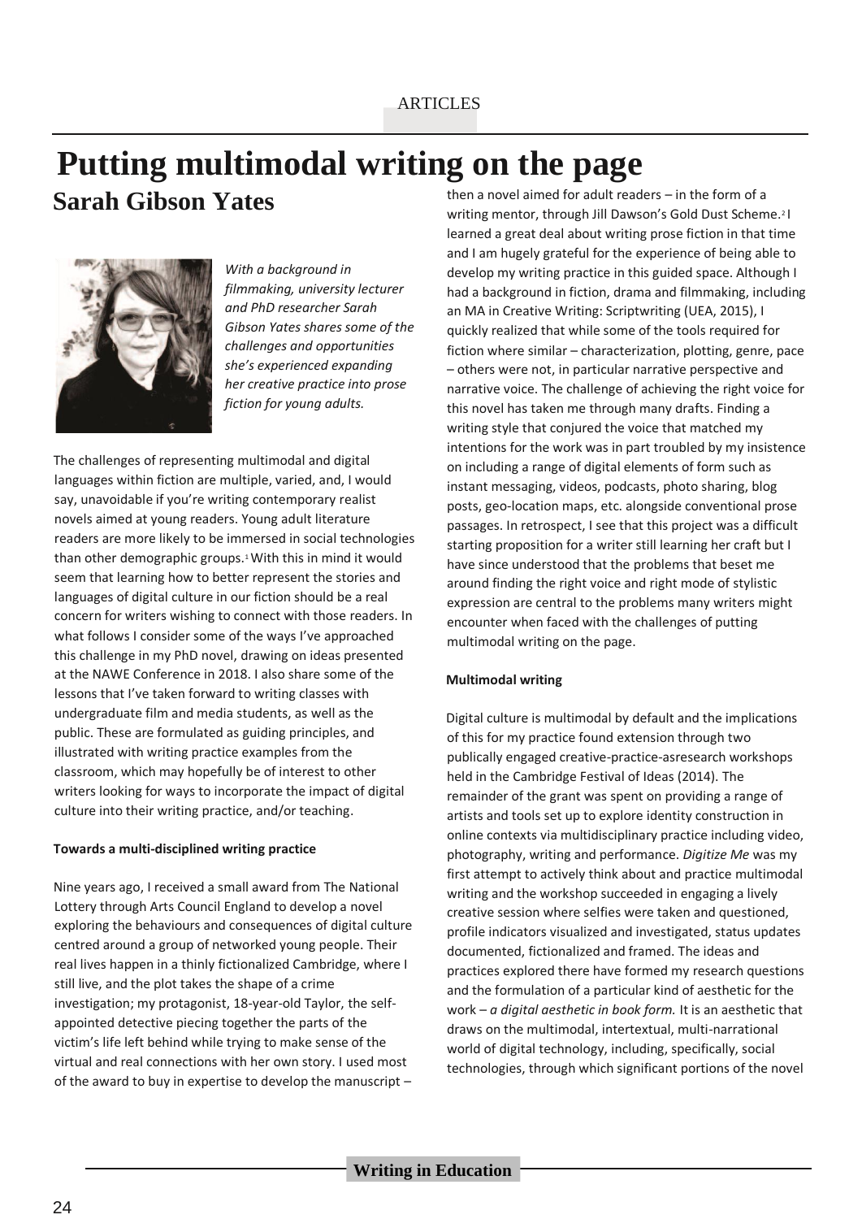ARTICLES

# Putting multimodal writing on the page

## Sarah Gibson Yates

*With a background in filmmaking, university lecturer and PhD researcher Sarah Gibson Yates shares some of the challenges and opportunities she's experienced expanding her creative practice into prose fiction for young adults.*

The challenges of representing multimodal and digital languages within fiction are multiple, varied, and, I would say, unavoidable if you're writing contemporary realist novels aimed at young readers. Young adult literature readers are more likely to be immersed in social technologies than other demographic groups.[1] With this in mind it would seem that learning how to better represent the stories and languages of digital culture in our fiction should be a real concern for writers wishing to connect with those readers. In what follows I consider some of the ways I've approached this challenge in my PhD novel, drawing on ideas presented at the NAWE Conference in 2018. I also share some of the lessons that I've taken forward to writing classes with undergraduate film and media students, as well as the public. These are formulated as guiding principles, and illustrated with writing practice examples from the classroom, which may hopefully be of interest to other writers looking for ways to incorporate the impact of digital culture into their writing practice, and/or teaching.

**Towards a multi-disciplined writing practice**

Nine years ago, I received a small award from The National Lottery through Arts Council England to develop a novel exploring the behaviours and consequences of digital culture centred around a group of networked young people. Their real lives happen in a thinly fictionalized Cambridge, where I still live, and the plot takes the shape of a crime investigation; my protagonist, 18-year-old Taylor, the self-appointed detective piecing together the parts of the victim's life left behind while trying to make sense of the virtual and real connections with her own story. I used most of the award to buy in expertise to develop the manuscript – then a novel aimed for adult readers – in the form of a writing mentor, through Jill Dawson's Gold Dust Scheme.[2] I learned a great deal about writing prose fiction in that time and I am hugely grateful for the experience of being able to develop my writing practice in this guided space. Although I had a background in fiction, drama and filmmaking, including an MA in Creative Writing: Scriptwriting (UEA, 2015), I quickly realized that while some of the tools required for fiction where similar – characterization, plotting, genre, pace – others were not, in particular narrative perspective and narrative voice. The challenge of achieving the right voice for this novel has taken me through many drafts. Finding a writing style that conjured the voice that matched my intentions for the work was in part troubled by my insistence on including a range of digital elements of form such as instant messaging, videos, podcasts, photo sharing, blog posts, geo-location maps, etc. alongside conventional prose passages. In retrospect, I see that this project was a difficult starting proposition for a writer still learning her craft but I have since understood that the problems that beset me around finding the right voice and right mode of stylistic expression are central to the problems many writers might encounter when faced with the challenges of putting multimodal writing on the page.

**Multimodal writing**

Digital culture is multimodal by default and the implications of this for my practice found extension through two publically engaged creative-practice-asresearch workshops held in the Cambridge Festival of Ideas (2014). The remainder of the grant was spent on providing a range of artists and tools set up to explore identity construction in online contexts via multidisciplinary practice including video, photography, writing and performance. *Digitize Me* was my first attempt to actively think about and practice multimodal writing and the workshop succeeded in engaging a lively creative session where selfies were taken and questioned, profile indicators visualized and investigated, status updates documented, fictionalized and framed. The ideas and practices explored there have formed my research questions and the formulation of a particular kind of aesthetic for the work – *a digital aesthetic in book form.* It is an aesthetic that draws on the multimodal, intertextual, multi-narrational world of digital technology, including, specifically, social technologies, through which significant portions of the novel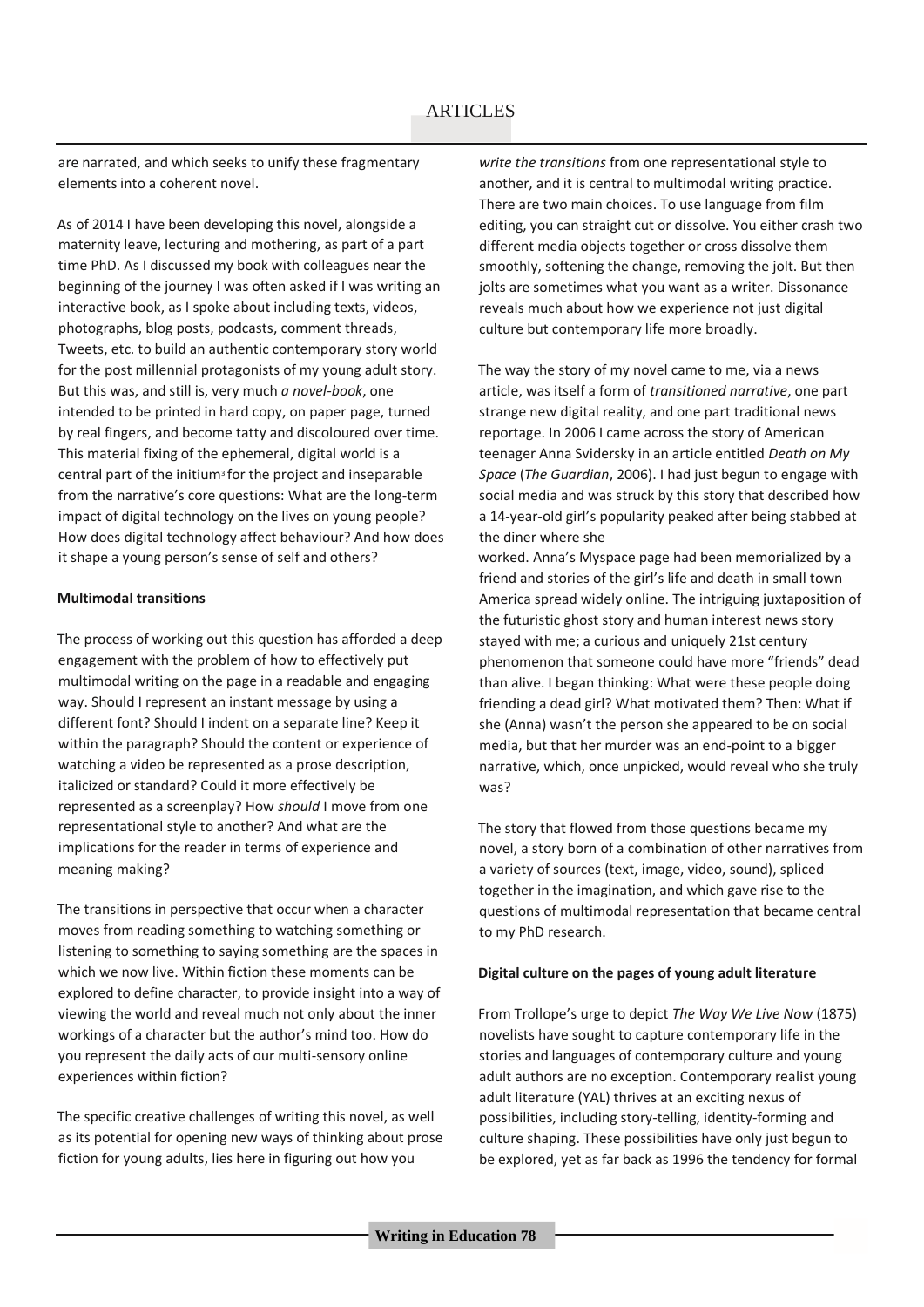are narrated, and which seeks to unify these fragmentary elements into a coherent novel.

As of 2014 I have been developing this novel, alongside a maternity leave, lecturing and mothering, as part of a part time PhD. As I discussed my book with colleagues near the beginning of the journey I was often asked if I was writing an interactive book, as I spoke about including texts, videos, photographs, blog posts, podcasts, comment threads, Tweets, etc. to build an authentic contemporary story world for the post millennial protagonists of my young adult story. But this was, and still is, very much *a novel-book*, one intended to be printed in hard copy, on paper page, turned by real fingers, and become tatty and discoloured over time. This material fixing of the ephemeral, digital world is a central part of the initium[3] for the project and inseparable from the narrative's core questions: What are the long-term impact of digital technology on the lives on young people? How does digital technology affect behaviour? And how does it shape a young person's sense of self and others?

**Multimodal transitions**

The process of working out this question has afforded a deep engagement with the problem of how to effectively put multimodal writing on the page in a readable and engaging way. Should I represent an instant message by using a different font? Should I indent on a separate line? Keep it within the paragraph? Should the content or experience of watching a video be represented as a prose description, italicized or standard? Could it more effectively be represented as a screenplay? How *should* I move from one representational style to another? And what are the implications for the reader in terms of experience and meaning making?

The transitions in perspective that occur when a character moves from reading something to watching something or listening to something to saying something are the spaces in which we now live. Within fiction these moments can be explored to define character, to provide insight into a way of viewing the world and reveal much not only about the inner workings of a character but the author's mind too. How do you represent the daily acts of our multi-sensory online experiences within fiction?

The specific creative challenges of writing this novel, as well as its potential for opening new ways of thinking about prose fiction for young adults, lies here in figuring out how you *write the transitions* from one representational style to another, and it is central to multimodal writing practice. There are two main choices. To use language from film editing, you can straight cut or dissolve. You either crash two different media objects together or cross dissolve them smoothly, softening the change, removing the jolt. But then jolts are sometimes what you want as a writer. Dissonance reveals much about how we experience not just digital culture but contemporary life more broadly.

The way the story of my novel came to me, via a news article, was itself a form of *transitioned narrative*, one part strange new digital reality, and one part traditional news reportage. In 2006 I came across the story of American teenager Anna Svidersky in an article entitled *Death on My Space* (*The Guardian*, 2006). I had just begun to engage with social media and was struck by this story that described how a 14-year-old girl's popularity peaked after being stabbed at the diner where she worked. Anna's Myspace page had been memorialized by a friend and stories of the girl's life and death in small town America spread widely online. The intriguing juxtaposition of the futuristic ghost story and human interest news story stayed with me; a curious and uniquely 21st century phenomenon that someone could have more "friends" dead than alive. I began thinking: What were these people doing friending a dead girl? What motivated them? Then: What if she (Anna) wasn't the person she appeared to be on social media, but that her murder was an end-point to a bigger narrative, which, once unpicked, would reveal who she truly was?

The story that flowed from those questions became my novel, a story born of a combination of other narratives from a variety of sources (text, image, video, sound), spliced together in the imagination, and which gave rise to the questions of multimodal representation that became central to my PhD research.

**Digital culture on the pages of young adult literature**

From Trollope's urge to depict *The Way We Live Now* (1875) novelists have sought to capture contemporary life in the stories and languages of contemporary culture and young adult authors are no exception. Contemporary realist young adult literature (YAL) thrives at an exciting nexus of possibilities, including story-telling, identity-forming and culture shaping. These possibilities have only just begun to be explored, yet as far back as 1996 the tendency for formal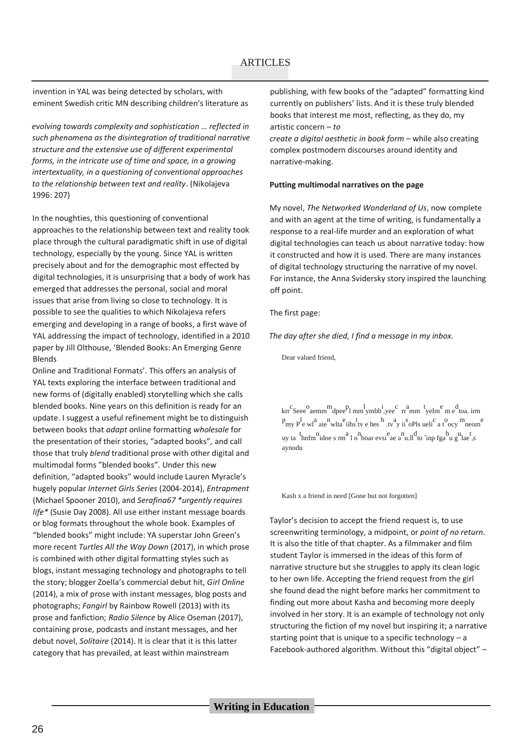invention in YAL was being detected by scholars, with eminent Swedish critic MN describing children's literature as

*evolving towards complexity and sophistication … reflected in such phenomena as the disintegration of traditional narrative structure and the extensive use of different experimental forms, in the intricate use of time and space, in a growing intertextuality, in a questioning of conventional approaches to the relationship between text and reality*. (Nikolajeva 1996: 207)

In the noughties, this questioning of conventional approaches to the relationship between text and reality took place through the cultural paradigmatic shift in use of digital technology, especially by the young. Since YAL is written precisely about and for the demographic most effected by digital technologies, it is unsurprising that a body of work has emerged that addresses the personal, social and moral issues that arise from living so close to technology. It is possible to see the qualities to which Nikolajeva refers emerging and developing in a range of books, a first wave of YAL addressing the impact of technology, identified in a 2010 paper by Jill Olthouse, 'Blended Books: An Emerging Genre Blends Online and Traditional Formats'. This offers an analysis of YAL texts exploring the interface between traditional and new forms of (digitally enabled) storytelling which she calls blended books. Nine years on this definition is ready for an update. I suggest a useful refinement might be to distinguish between books that *adapt* online formatting *wholesale* for the presentation of their stories, "adapted books", and call those that truly *blend* traditional prose with other digital and multimodal forms "blended books". Under this new definition, "adapted books" would include Lauren Myracle's hugely popular *Internet Girls Series* (2004-2014), *Entrapment* (Michael Spooner 2010), and *Serafina67 *urgently requires life** (Susie Day 2008). All use either instant message boards or blog formats throughout the whole book. Examples of "blended books" might include: YA superstar John Green's more recent *Turtles All the Way Down* (2017), in which prose is combined with other digital formatting styles such as blogs, instant messaging technology and photographs to tell the story; blogger Zoella's commercial debut hit, *Girl Online* (2014), a mix of prose with instant messages, blog posts and photographs; *Fangirl* by Rainbow Rowell (2013) with its prose and fanfiction; *Radio Silence* by Alice Oseman (2017), containing prose, podcasts and instant messages, and her debut novel, *Solitaire* (2014). It is clear that it is this latter category that has prevailed, at least within mainstream publishing, with few books of the "adapted" formatting kind currently on publishers' lists. And it is these truly blended books that interest me most, reflecting, as they do, my artistic concern – *to create a digital aesthetic in book form* – while also creating complex postmodern discourses around identity and narrative-making.

**Putting multimodal narratives on the page**

My novel, *The Networked Wonderland of Us*, now complete and with an agent at the time of writing, is fundamentally a response to a real-life murder and an exploration of what digital technologies can teach us about narrative today: how it constructed and how it is used. There are many instances of digital technology structuring the narrative of my novel. For instance, the Anna Svidersky story inspired the launching off point.

The first page:

*The day after she died, I find a message in my inbox.*

Dear valued friend,

krr Seee aemm dpee l mm ymbb ,yee m mm yeIm m e toa. irm my P e wl aie wlta iihs tv e hes .tv y ii oPls ueli a t ocy neom uy ta hnfm idoe s rm l o boar evsi ae a u.ll to 'inp fga u g lae ,s aynodu

Kash x a friend in need [Gone but not forgotten]

Taylor's decision to accept the friend request is, to use screenwriting terminology, a midpoint, or *point of no return*. It is also the title of that chapter. As a filmmaker and film student Taylor is immersed in the ideas of this form of narrative structure but she struggles to apply its clean logic to her own life. Accepting the friend request from the girl she found dead the night before marks her commitment to finding out more about Kasha and becoming more deeply involved in her story. It is an example of technology not only structuring the fiction of my novel but inspiring it; a narrative starting point that is unique to a specific technology – a Facebook-authored algorithm. Without this "digital object" –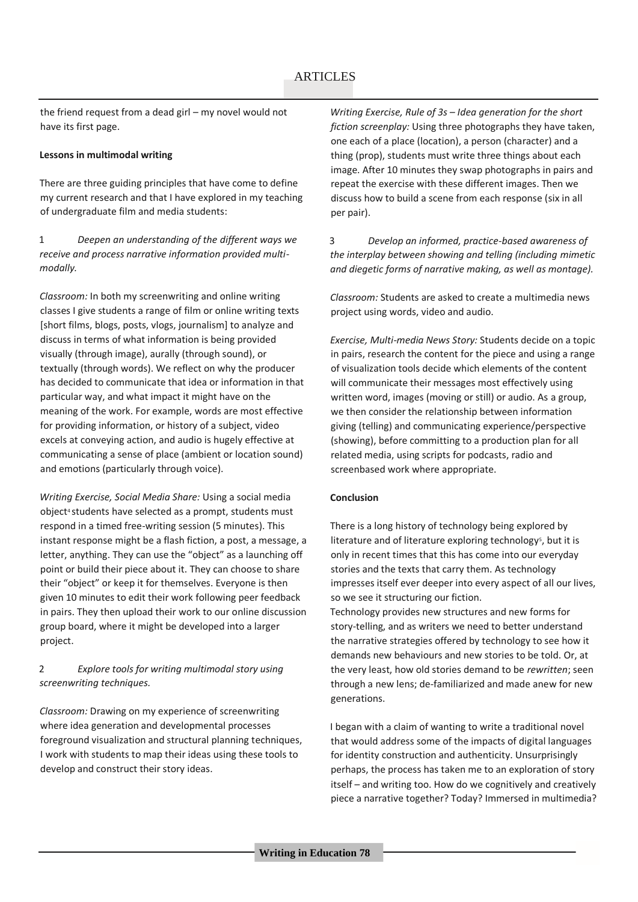the friend request from a dead girl – my novel would not have its first page.

**Lessons in multimodal writing**

There are three guiding principles that have come to define my current research and that I have explored in my teaching of undergraduate film and media students:

1 *Deepen an understanding of the different ways we receive and process narrative information provided multi-modally.*

*Classroom:* In both my screenwriting and online writing classes I give students a range of film or online writing texts [short films, blogs, posts, vlogs, journalism] to analyze and discuss in terms of what information is being provided visually (through image), aurally (through sound), or textually (through words). We reflect on why the producer has decided to communicate that idea or information in that particular way, and what impact it might have on the meaning of the work. For example, words are most effective for providing information, or history of a subject, video excels at conveying action, and audio is hugely effective at communicating a sense of place (ambient or location sound) and emotions (particularly through voice).

*Writing Exercise, Social Media Share:* Using a social media object[4] students have selected as a prompt, students must respond in a timed free-writing session (5 minutes). This instant response might be a flash fiction, a post, a message, a letter, anything. They can use the "object" as a launching off point or build their piece about it. They can choose to share their "object" or keep it for themselves. Everyone is then given 10 minutes to edit their work following peer feedback in pairs. They then upload their work to our online discussion group board, where it might be developed into a larger project.

2 *Explore tools for writing multimodal story using screenwriting techniques.*

*Classroom:* Drawing on my experience of screenwriting where idea generation and developmental processes foreground visualization and structural planning techniques, I work with students to map their ideas using these tools to develop and construct their story ideas.

*Writing Exercise, Rule of 3s – Idea generation for the short fiction screenplay:* Using three photographs they have taken, one each of a place (location), a person (character) and a thing (prop), students must write three things about each image. After 10 minutes they swap photographs in pairs and repeat the exercise with these different images. Then we discuss how to build a scene from each response (six in all per pair).

3 *Develop an informed, practice-based awareness of the interplay between showing and telling (including mimetic and diegetic forms of narrative making, as well as montage).*

*Classroom:* Students are asked to create a multimedia news project using words, video and audio.

*Exercise, Multi-media News Story:* Students decide on a topic in pairs, research the content for the piece and using a range of visualization tools decide which elements of the content will communicate their messages most effectively using written word, images (moving or still) or audio. As a group, we then consider the relationship between information giving (telling) and communicating experience/perspective (showing), before committing to a production plan for all related media, using scripts for podcasts, radio and screenbased work where appropriate.

**Conclusion**

There is a long history of technology being explored by literature and of literature exploring technology[5], but it is only in recent times that this has come into our everyday stories and the texts that carry them. As technology impresses itself ever deeper into every aspect of all our lives, so we see it structuring our fiction.
Technology provides new structures and new forms for story-telling, and as writers we need to better understand the narrative strategies offered by technology to see how it demands new behaviours and new stories to be told. Or, at the very least, how old stories demand to be *rewritten*; seen through a new lens; de-familiarized and made anew for new generations.

I began with a claim of wanting to write a traditional novel that would address some of the impacts of digital languages for identity construction and authenticity. Unsurprisingly perhaps, the process has taken me to an exploration of story itself – and writing too. How do we cognitively and creatively piece a narrative together? Today? Immersed in multimedia?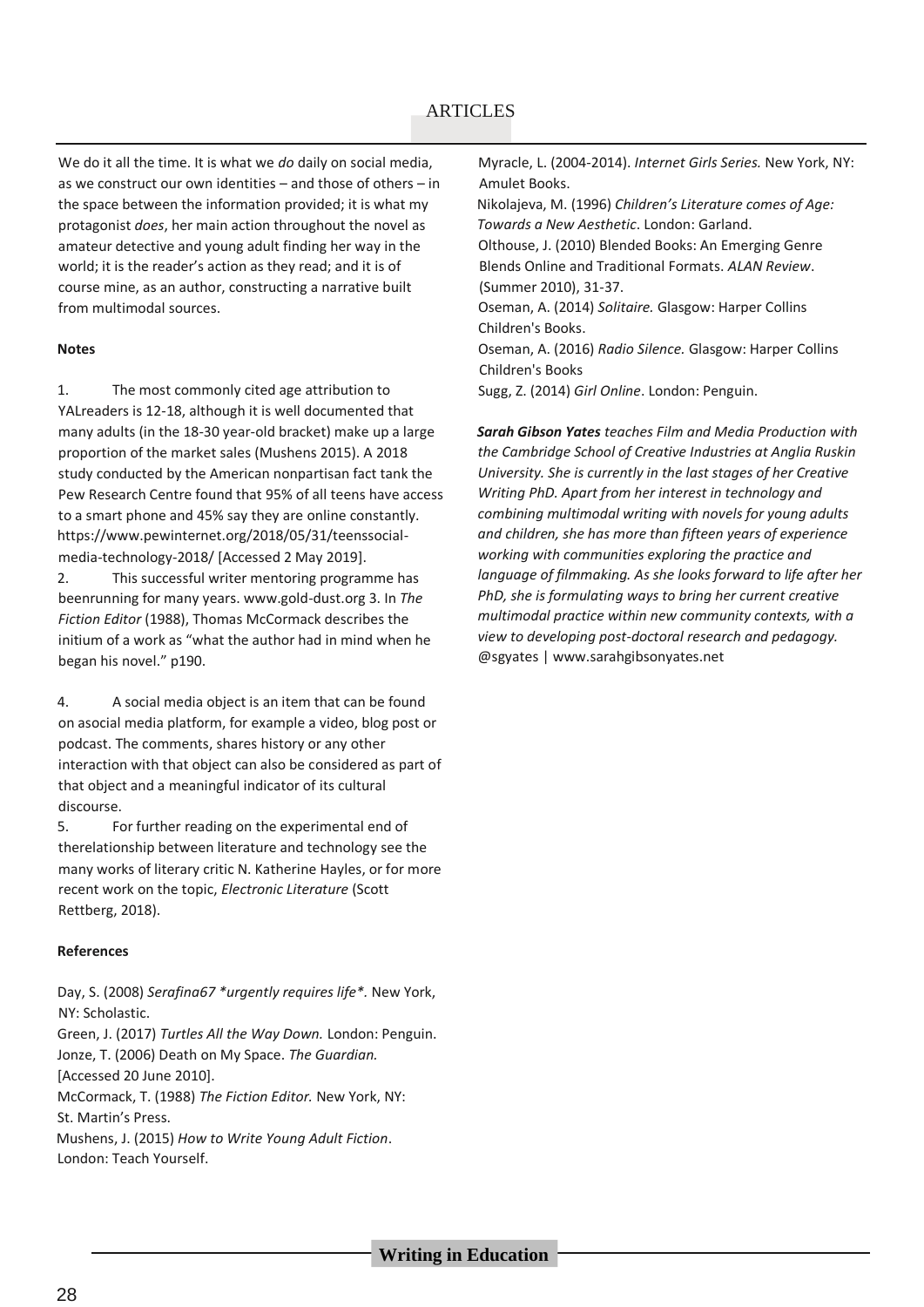We do it all the time. It is what we *do* daily on social media, as we construct our own identities – and those of others – in the space between the information provided; it is what my protagonist *does*, her main action throughout the novel as amateur detective and young adult finding her way in the world; it is the reader's action as they read; and it is of course mine, as an author, constructing a narrative built from multimodal sources.

**Notes**

1. The most commonly cited age attribution to YAL readers is 12-18, although it is well documented that many adults (in the 18-30 year-old bracket) make up a large proportion of the market sales (Mushens 2015). A 2018 study conducted by the American nonpartisan fact tank the Pew Research Centre found that 95% of all teens have access to a smart phone and 45% say they are online constantly. https://www.pewinternet.org/2018/05/31/teens-social-media-technology-2018/ [Accessed 2 May 2019].
2. This successful writer mentoring programme has been running for many years. www.gold-dust.org
3. In *The Fiction Editor* (1988), Thomas McCormack describes the initium of a work as "what the author had in mind when he began his novel." p190.
4. A social media object is an item that can be found on a social media platform, for example a video, blog post or podcast. The comments, shares history or any other interaction with that object can also be considered as part of that object and a meaningful indicator of its cultural discourse.
5. For further reading on the experimental end of the relationship between literature and technology see the many works of literary critic N. Katherine Hayles, or for more recent work on the topic, *Electronic Literature* (Scott Rettberg, 2018).

**References**

Day, S. (2008) *Serafina67 *urgently requires life**. New York, NY: Scholastic.

Green, J. (2017) *Turtles All the Way Down.* London: Penguin.

Jonze, T. (2006) Death on My Space. *The Guardian.* [Accessed 20 June 2010].

McCormack, T. (1988) *The Fiction Editor.* New York, NY: St. Martin's Press.

Mushens, J. (2015) *How to Write Young Adult Fiction*. London: Teach Yourself.

Myracle, L. (2004-2014). *Internet Girls Series.* New York, NY: Amulet Books.

Nikolajeva, M. (1996) *Children's Literature comes of Age: Towards a New Aesthetic*. London: Garland.

Olthouse, J. (2010) Blended Books: An Emerging Genre Blends Online and Traditional Formats. *ALAN Review*. (Summer 2010), 31-37.

Oseman, A. (2014) *Solitaire.* Glasgow: Harper Collins Children's Books.

Oseman, A. (2016) *Radio Silence.* Glasgow: Harper Collins Children's Books

Sugg, Z. (2014) *Girl Online*. London: Penguin.

***Sarah Gibson Yates** teaches Film and Media Production with the Cambridge School of Creative Industries at Anglia Ruskin University. She is currently in the last stages of her Creative Writing PhD. Apart from her interest in technology and combining multimodal writing with novels for young adults and children, she has more than fifteen years of experience working with communities exploring the practice and language of filmmaking. As she looks forward to life after her PhD, she is formulating ways to bring her current creative multimodal practice within new community contexts, with a view to developing post-doctoral research and pedagogy.*
@sgyates | www.sarahgibsonyates.net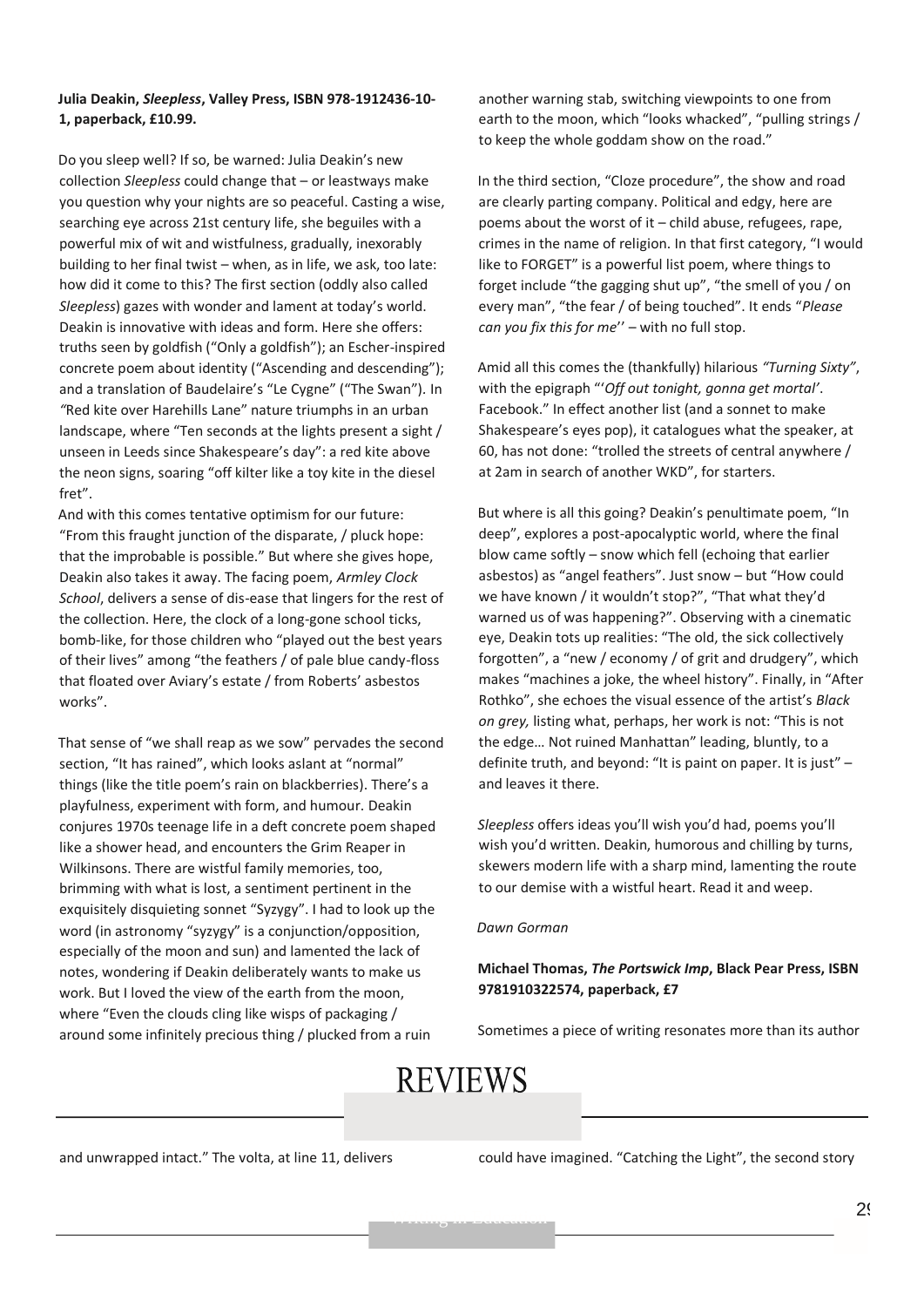**Julia Deakin, *Sleepless*, Valley Press, ISBN 978-1912436-10-1, paperback, £10.99.**

Do you sleep well? If so, be warned: Julia Deakin's new collection *Sleepless* could change that – or leastways make you question why your nights are so peaceful. Casting a wise, searching eye across 21st century life, she beguiles with a powerful mix of wit and wistfulness, gradually, inexorably building to her final twist – when, as in life, we ask, too late: how did it come to this? The first section (oddly also called *Sleepless*) gazes with wonder and lament at today's world. Deakin is innovative with ideas and form. Here she offers: truths seen by goldfish ("Only a goldfish"); an Escher-inspired concrete poem about identity ("Ascending and descending"); and a translation of Baudelaire's "Le Cygne" ("The Swan"). In "Red kite over Harehills Lane" nature triumphs in an urban landscape, where "Ten seconds at the lights present a sight / unseen in Leeds since Shakespeare's day": a red kite above the neon signs, soaring "off kilter like a toy kite in the diesel fret".

And with this comes tentative optimism for our future: "From this fraught junction of the disparate, / pluck hope: that the improbable is possible." But where she gives hope, Deakin also takes it away. The facing poem, *Armley Clock School*, delivers a sense of dis-ease that lingers for the rest of the collection. Here, the clock of a long-gone school ticks, bomb-like, for those children who "played out the best years of their lives" among "the feathers / of pale blue candy-floss that floated over Aviary's estate / from Roberts' asbestos works".

That sense of "we shall reap as we sow" pervades the second section, "It has rained", which looks aslant at "normal" things (like the title poem's rain on blackberries). There's a playfulness, experiment with form, and humour. Deakin conjures 1970s teenage life in a deft concrete poem shaped like a shower head, and encounters the Grim Reaper in Wilkinsons. There are wistful family memories, too, brimming with what is lost, a sentiment pertinent in the exquisitely disquieting sonnet "Syzygy". I had to look up the word (in astronomy "syzygy" is a conjunction/opposition, especially of the moon and sun) and lamented the lack of notes, wondering if Deakin deliberately wants to make us work. But I loved the view of the earth from the moon, where "Even the clouds cling like wisps of packaging / around some infinitely precious thing / plucked from a ruin and unwrapped intact." The volta, at line 11, delivers another warning stab, switching viewpoints to one from earth to the moon, which "looks whacked", "pulling strings / to keep the whole goddam show on the road."

In the third section, "Cloze procedure", the show and road are clearly parting company. Political and edgy, here are poems about the worst of it – child abuse, refugees, rape, crimes in the name of religion. In that first category, "I would like to FORGET" is a powerful list poem, where things to forget include "the gagging shut up", "the smell of you / on every man", "the fear / of being touched". It ends "*Please can you fix this for me*" – with no full stop.

Amid all this comes the (thankfully) hilarious *"Turning Sixty"*, with the epigraph "'*Off out tonight, gonna get mortal'*. Facebook." In effect another list (and a sonnet to make Shakespeare's eyes pop), it catalogues what the speaker, at 60, has not done: "trolled the streets of central anywhere / at 2am in search of another WKD", for starters.

But where is all this going? Deakin's penultimate poem, "In deep", explores a post-apocalyptic world, where the final blow came softly – snow which fell (echoing that earlier asbestos) as "angel feathers". Just snow – but "How could we have known / it wouldn't stop?", "That what they'd warned us of was happening?". Observing with a cinematic eye, Deakin tots up realities: "The old, the sick collectively forgotten", a "new / economy / of grit and drudgery", which makes "machines a joke, the wheel history". Finally, in "After Rothko", she echoes the visual essence of the artist's *Black on grey,* listing what, perhaps, her work is not: "This is not the edge… Not ruined Manhattan" leading, bluntly, to a definite truth, and beyond: "It is paint on paper. It is just" – and leaves it there.

*Sleepless* offers ideas you'll wish you'd had, poems you'll wish you'd written. Deakin, humorous and chilling by turns, skewers modern life with a sharp mind, lamenting the route to our demise with a wistful heart. Read it and weep.

*Dawn Gorman*

**Michael Thomas, *The Portswick Imp*, Black Pear Press, ISBN 9781910322574, paperback, £7**

Sometimes a piece of writing resonates more than its author could have imagined. "Catching the Light", the second story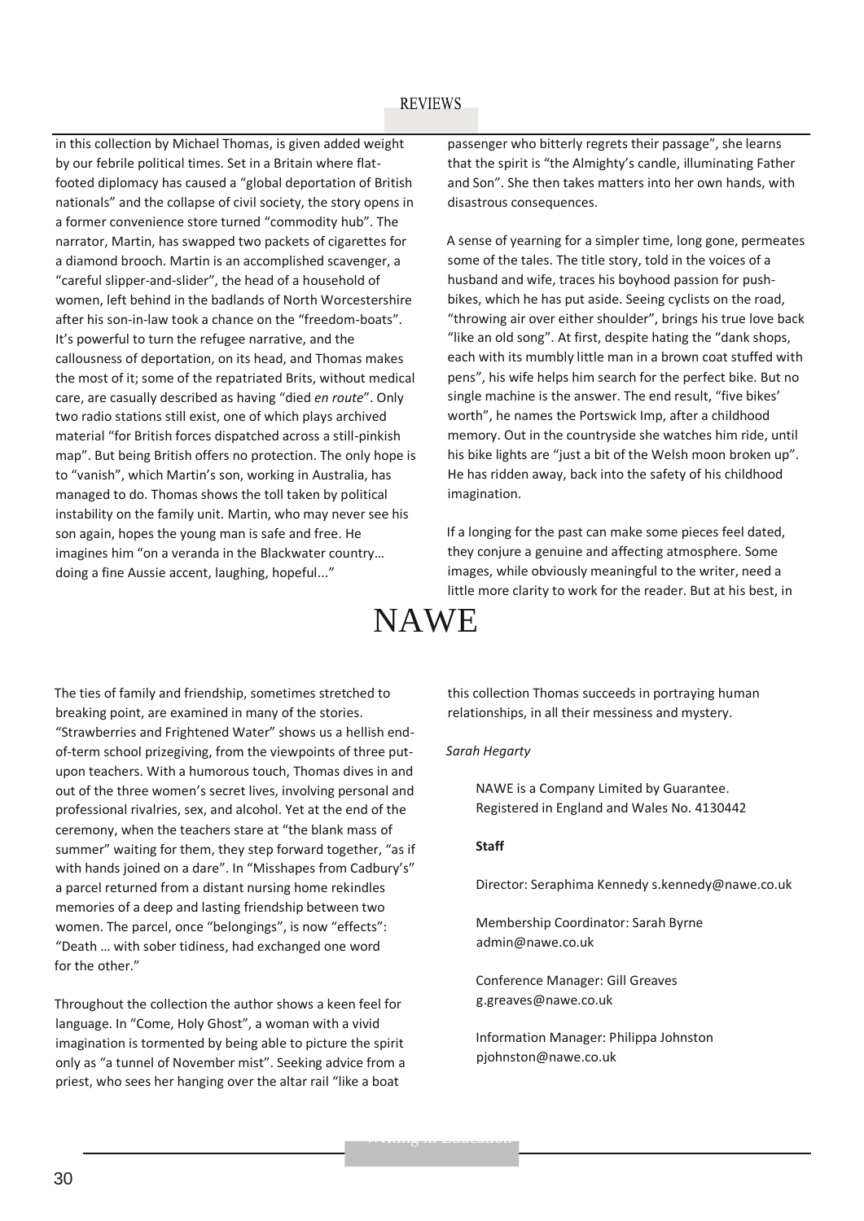in this collection by Michael Thomas, is given added weight by our febrile political times. Set in a Britain where flat-footed diplomacy has caused a "global deportation of British nationals" and the collapse of civil society, the story opens in a former convenience store turned "commodity hub". The narrator, Martin, has swapped two packets of cigarettes for a diamond brooch. Martin is an accomplished scavenger, a "careful slipper-and-slider", the head of a household of women, left behind in the badlands of North Worcestershire after his son-in-law took a chance on the "freedom-boats". It's powerful to turn the refugee narrative, and the callousness of deportation, on its head, and Thomas makes the most of it; some of the repatriated Brits, without medical care, are casually described as having "died *en route*". Only two radio stations still exist, one of which plays archived material "for British forces dispatched across a still-pinkish map". But being British offers no protection. The only hope is to "vanish", which Martin's son, working in Australia, has managed to do. Thomas shows the toll taken by political instability on the family unit. Martin, who may never see his son again, hopes the young man is safe and free. He imagines him "on a veranda in the Blackwater country… doing a fine Aussie accent, laughing, hopeful..."

The ties of family and friendship, sometimes stretched to breaking point, are examined in many of the stories. "Strawberries and Frightened Water" shows us a hellish end-of-term school prizegiving, from the viewpoints of three put-upon teachers. With a humorous touch, Thomas dives in and out of the three women's secret lives, involving personal and professional rivalries, sex, and alcohol. Yet at the end of the ceremony, when the teachers stare at "the blank mass of summer" waiting for them, they step forward together, "as if with hands joined on a dare". In "Misshapes from Cadbury's" a parcel returned from a distant nursing home rekindles memories of a deep and lasting friendship between two women. The parcel, once "belongings", is now "effects": "Death … with sober tidiness, had exchanged one word for the other."

Throughout the collection the author shows a keen feel for language. In "Come, Holy Ghost", a woman with a vivid imagination is tormented by being able to picture the spirit only as "a tunnel of November mist". Seeking advice from a priest, who sees her hanging over the altar rail "like a boat passenger who bitterly regrets their passage", she learns that the spirit is "the Almighty's candle, illuminating Father and Son". She then takes matters into her own hands, with disastrous consequences.

A sense of yearning for a simpler time, long gone, permeates some of the tales. The title story, told in the voices of a husband and wife, traces his boyhood passion for push-bikes, which he has put aside. Seeing cyclists on the road, "throwing air over either shoulder", brings his true love back "like an old song". At first, despite hating the "dank shops, each with its mumbly little man in a brown coat stuffed with pens", his wife helps him search for the perfect bike. But no single machine is the answer. The end result, "five bikes' worth", he names the Portswick Imp, after a childhood memory. Out in the countryside she watches him ride, until his bike lights are "just a bit of the Welsh moon broken up". He has ridden away, back into the safety of his childhood imagination.

If a longing for the past can make some pieces feel dated, they conjure a genuine and affecting atmosphere. Some images, while obviously meaningful to the writer, need a little more clarity to work for the reader. But at his best, in this collection Thomas succeeds in portraying human relationships, in all their messiness and mystery.

*Sarah Hegarty*

# NAWE

NAWE is a Company Limited by Guarantee.
Registered in England and Wales No. 4130442

**Staff**

Director: Seraphima Kennedy s.kennedy@nawe.co.uk

Membership Coordinator: Sarah Byrne
admin@nawe.co.uk

Conference Manager: Gill Greaves
g.greaves@nawe.co.uk

Information Manager: Philippa Johnston
pjohnston@nawe.co.uk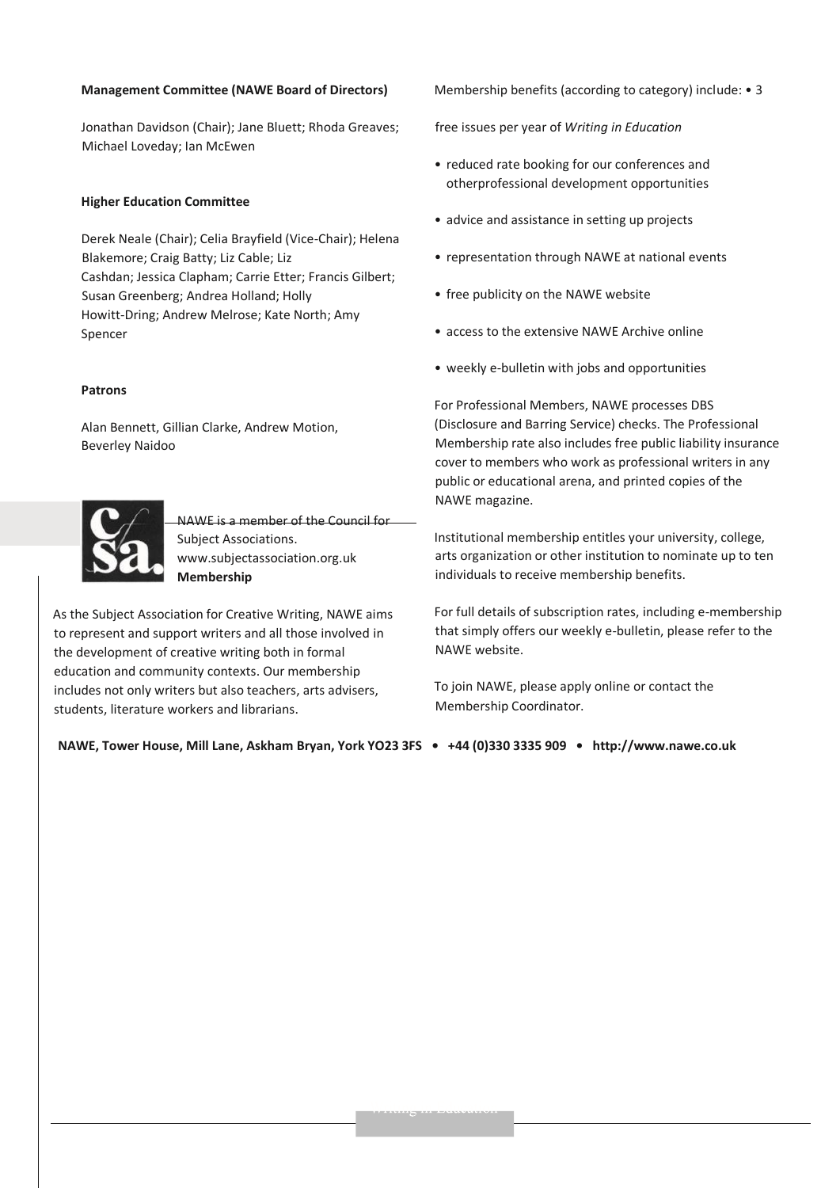**Management Committee (NAWE Board of Directors)**

Jonathan Davidson (Chair); Jane Bluett; Rhoda Greaves; Michael Loveday; Ian McEwen

**Higher Education Committee**

Derek Neale (Chair); Celia Brayfield (Vice-Chair); Helena Blakemore; Craig Batty; Liz Cable; Liz Cashdan; Jessica Clapham; Carrie Etter; Francis Gilbert; Susan Greenberg; Andrea Holland; Holly Howitt-Dring; Andrew Melrose; Kate North; Amy Spencer

**Patrons**

Alan Bennett, Gillian Clarke, Andrew Motion, Beverley Naidoo

NAWE is a member of the Council for Subject Associations. www.subjectassociation.org.uk

**Membership**

As the Subject Association for Creative Writing, NAWE aims to represent and support writers and all those involved in the development of creative writing both in formal education and community contexts. Our membership includes not only writers but also teachers, arts advisers, students, literature workers and librarians.

Membership benefits (according to category) include:

- 3 free issues per year of *Writing in Education*
- reduced rate booking for our conferences and otherprofessional development opportunities
- advice and assistance in setting up projects
- representation through NAWE at national events
- free publicity on the NAWE website
- access to the extensive NAWE Archive online
- weekly e-bulletin with jobs and opportunities

For Professional Members, NAWE processes DBS (Disclosure and Barring Service) checks. The Professional Membership rate also includes free public liability insurance cover to members who work as professional writers in any public or educational arena, and printed copies of the NAWE magazine.

Institutional membership entitles your university, college, arts organization or other institution to nominate up to ten individuals to receive membership benefits.

For full details of subscription rates, including e-membership that simply offers our weekly e-bulletin, please refer to the NAWE website.

To join NAWE, please apply online or contact the Membership Coordinator.

**NAWE, Tower House, Mill Lane, Askham Bryan, York YO23 3FS • +44 (0)330 3335 909 • http://www.nawe.co.uk**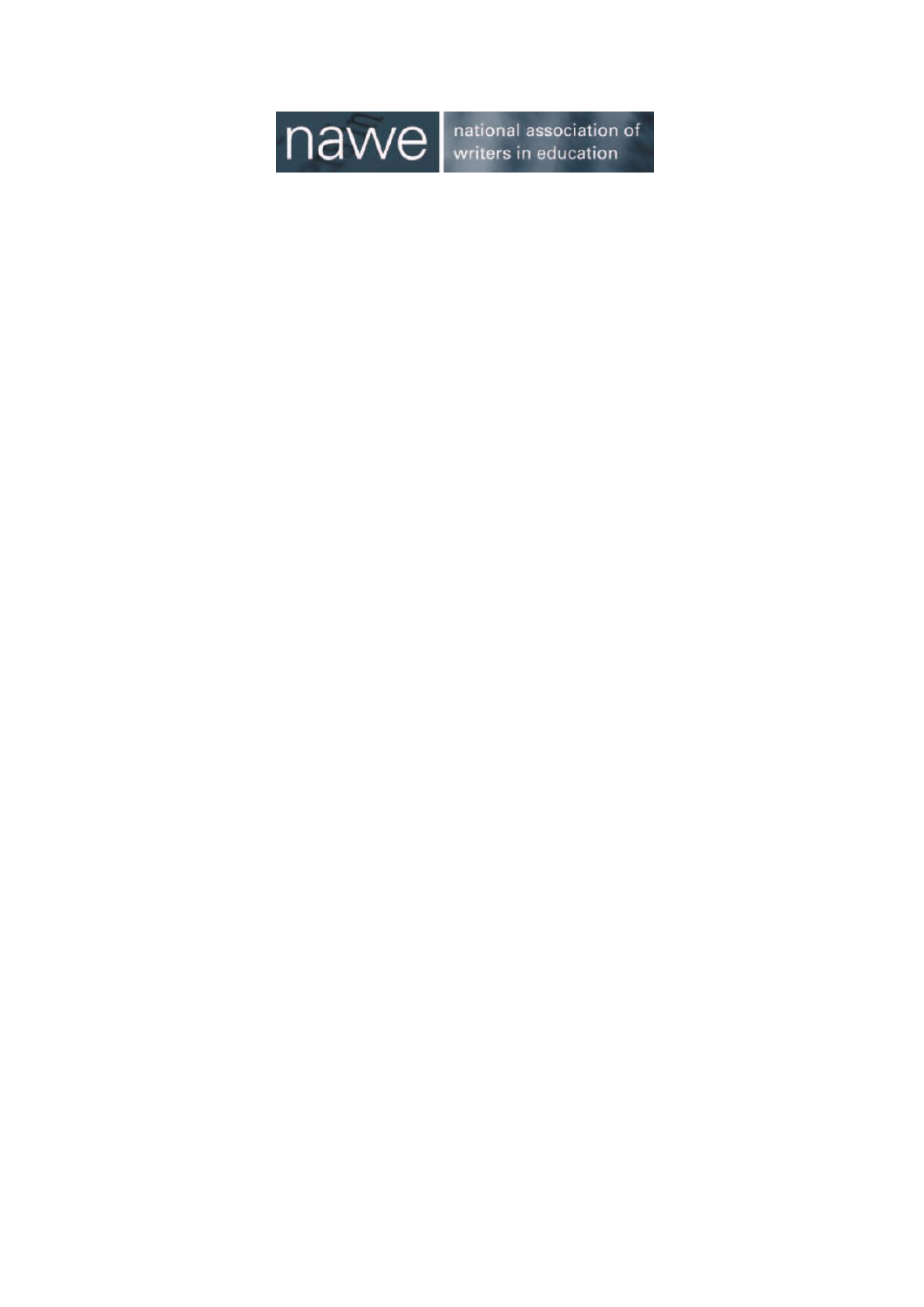nawe

national association of writers in education